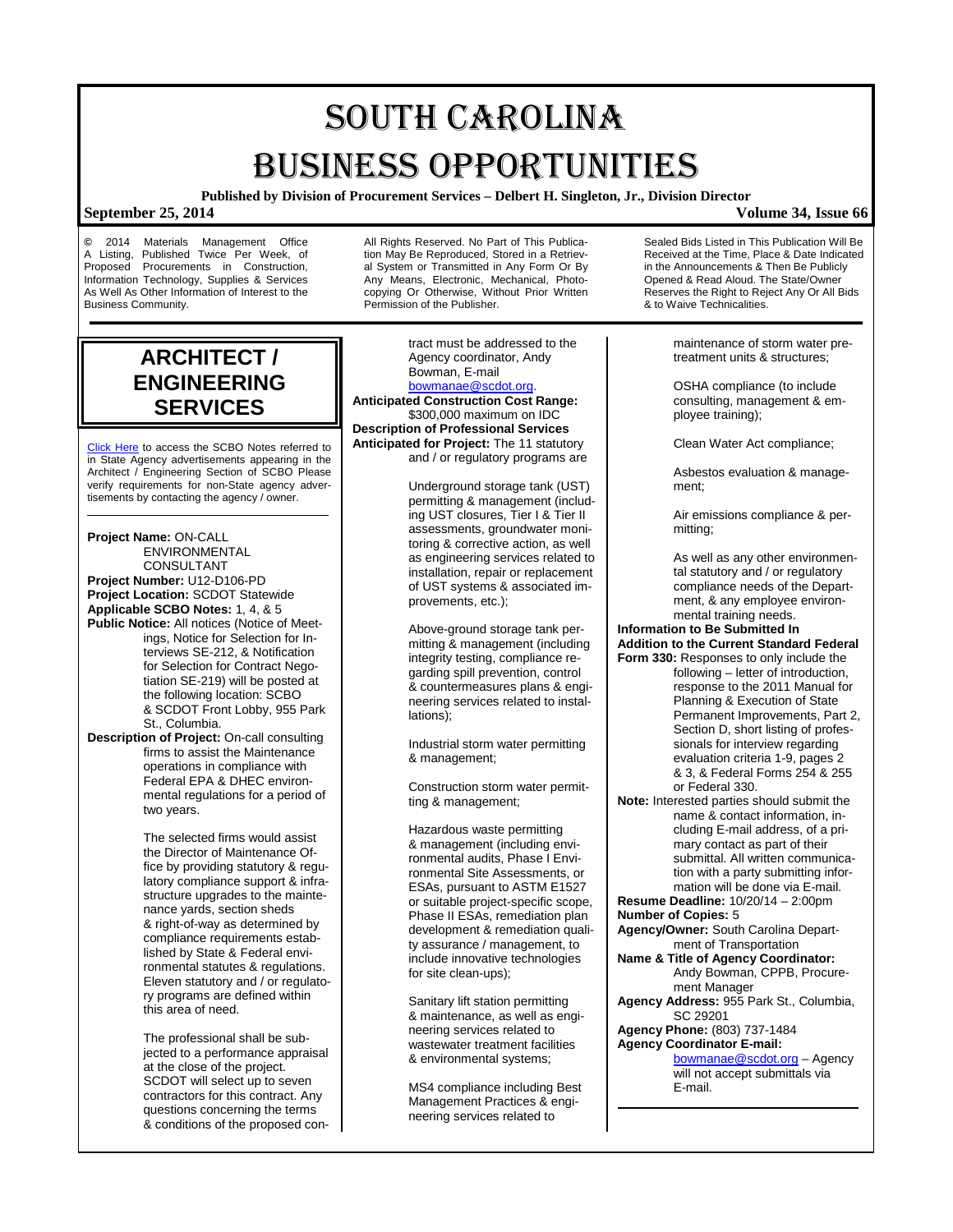# SOUTH CAROLINA BUSINESS OPPORTUNITIES

**Published by Division of Procurement Services – Delbert H. Singleton, Jr., Division Director**

**September 25, 2014** **Volume 34, Issue 66**

© 2014 Materials Management Office A Listing, Published Twice Per Week, of Proposed Procurements in Construction, Information Technology, Supplies & Services As Well As Other Information of Interest to the Business Community.

All Rights Reserved. No Part of This Publication May Be Reproduced, Stored in a Retrieval System or Transmitted in Any Form Or By Any Means, Electronic, Mechanical, Photocopying Or Otherwise, Without Prior Written Permission of the Publisher.

Sealed Bids Listed in This Publication Will Be Received at the Time, Place & Date Indicated in the Announcements & Then Be Publicly Opened & Read Aloud. The State/Owner Reserves the Right to Reject Any Or All Bids & to Waive Technicalities.

## ARCHITECT / ENGINEERING SERVICES

Click Here to access the SCBO Notes referred to in State Agency advertisements appearing in the Architect / Engineering Section of SCBO Please verify requirements for non-State agency advertisements by contacting the agency / owner.

---

**Project Name:** ON-CALL ENVIRONMENTAL CONSULTANT
**Project Number:** U12-D106-PD
**Project Location:** SCDOT Statewide
**Applicable SCBO Notes:** 1, 4, & 5
**Public Notice:** All notices (Notice of Meetings, Notice for Selection for Interviews SE-212, & Notification for Selection for Contract Negotiation SE-219) will be posted at the following location: SCBO & SCDOT Front Lobby, 955 Park St., Columbia.
**Description of Project:** On-call consulting firms to assist the Maintenance operations in compliance with Federal EPA & DHEC environmental regulations for a period of two years.

The selected firms would assist the Director of Maintenance Office by providing statutory & regulatory compliance support & infrastructure upgrades to the maintenance yards, section sheds & right-of-way as determined by compliance requirements established by State & Federal environmental statutes & regulations. Eleven statutory and / or regulatory programs are defined within this area of need.

The professional shall be subjected to a performance appraisal at the close of the project. SCDOT will select up to seven contractors for this contract. Any questions concerning the terms & conditions of the proposed contract must be addressed to the Agency coordinator, Andy Bowman, E-mail bowmanae@scdot.org.

**Anticipated Construction Cost Range:** $300,000 maximum on IDC
**Description of Professional Services Anticipated for Project:** The 11 statutory and / or regulatory programs are

Underground storage tank (UST) permitting & management (including UST closures, Tier I & Tier II assessments, groundwater monitoring & corrective action, as well as engineering services related to installation, repair or replacement of UST systems & associated improvements, etc.);

Above-ground storage tank permitting & management (including integrity testing, compliance regarding spill prevention, control & countermeasures plans & engineering services related to installations);

Industrial storm water permitting & management;

Construction storm water permitting & management;

Hazardous waste permitting & management (including environmental audits, Phase I Environmental Site Assessments, or ESAs, pursuant to ASTM E1527 or suitable project-specific scope, Phase II ESAs, remediation plan development & remediation quality assurance / management, to include innovative technologies for site clean-ups);

Sanitary lift station permitting & maintenance, as well as engineering services related to wastewater treatment facilities & environmental systems;

MS4 compliance including Best Management Practices & engineering services related to maintenance of storm water pretreatment units & structures;

OSHA compliance (to include consulting, management & employee training);

Clean Water Act compliance;

Asbestos evaluation & management;

Air emissions compliance & permitting;

As well as any other environmental statutory and / or regulatory compliance needs of the Department, & any employee environmental training needs.

**Information to Be Submitted In Addition to the Current Standard Federal Form 330:** Responses to only include the following – letter of introduction, response to the 2011 Manual for Planning & Execution of State Permanent Improvements, Part 2, Section D, short listing of professionals for interview regarding evaluation criteria 1-9, pages 2 & 3, & Federal Forms 254 & 255 or Federal 330.
**Note:** Interested parties should submit the name & contact information, including E-mail address, of a primary contact as part of their submittal. All written communication with a party submitting information will be done via E-mail.
**Resume Deadline:** 10/20/14 – 2:00pm
**Number of Copies:** 5
**Agency/Owner:** South Carolina Department of Transportation
**Name & Title of Agency Coordinator:** Andy Bowman, CPPB, Procurement Manager
**Agency Address:** 955 Park St., Columbia, SC 29201
**Agency Phone:** (803) 737-1484
**Agency Coordinator E-mail:** bowmanae@scdot.org – Agency will not accept submittals via E-mail.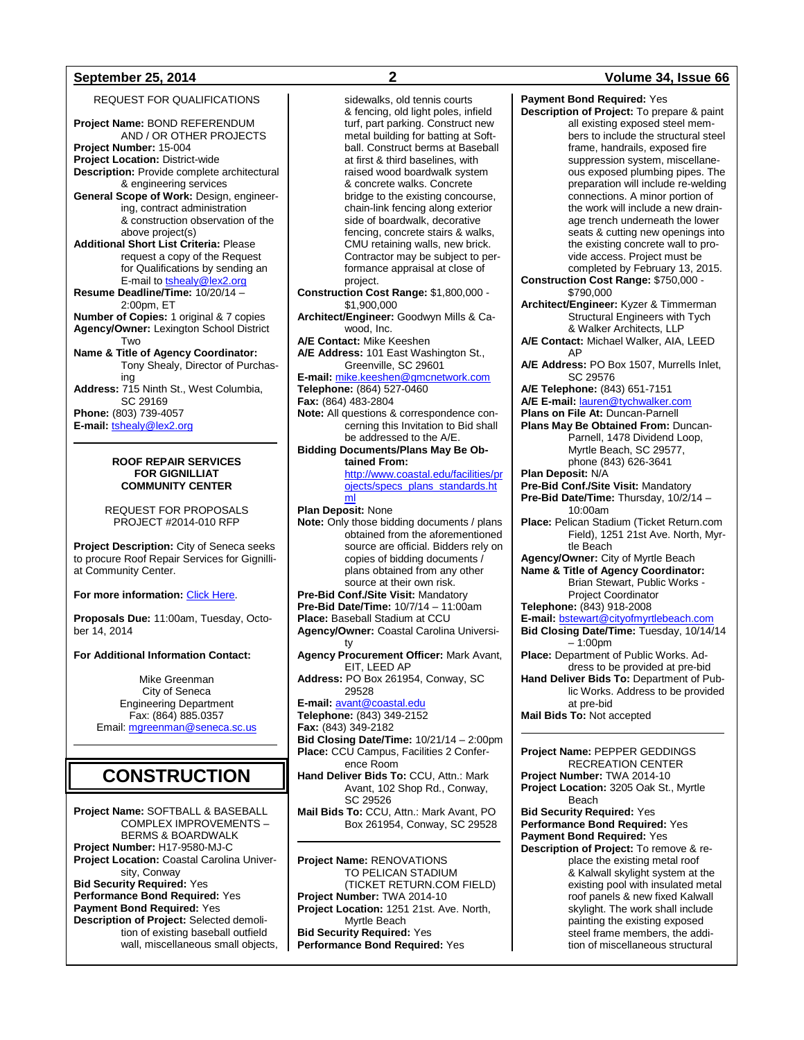REQUEST FOR QUALIFICATIONS

**Project Name:** BOND REFERENDUM AND / OR OTHER PROJECTS
**Project Number:** 15-004
**Project Location:** District-wide
**Description:** Provide complete architectural & engineering services
**General Scope of Work:** Design, engineering, contract administration & construction observation of the above project(s)
**Additional Short List Criteria:** Please request a copy of the Request for Qualifications by sending an E-mail to tshealy@lex2.org
**Resume Deadline/Time:** 10/20/14 – 2:00pm, ET
**Number of Copies:** 1 original & 7 copies
**Agency/Owner:** Lexington School District Two
**Name & Title of Agency Coordinator:** Tony Shealy, Director of Purchasing
**Address:** 715 Ninth St., West Columbia, SC 29169
**Phone:** (803) 739-4057
**E-mail:** tshealy@lex2.org

---

**ROOF REPAIR SERVICES FOR GIGNILLIAT COMMUNITY CENTER**

REQUEST FOR PROPOSALS
PROJECT #2014-010 RFP

**Project Description:** City of Seneca seeks to procure Roof Repair Services for Gignilliat Community Center.

**For more information:** Click Here.

**Proposals Due:** 11:00am, Tuesday, October 14, 2014

**For Additional Information Contact:**

Mike Greenman
City of Seneca
Engineering Department
Fax: (864) 885.0357
Email: mgreenman@seneca.sc.us

---

# CONSTRUCTION

**Project Name:** SOFTBALL & BASEBALL COMPLEX IMPROVEMENTS – BERMS & BOARDWALK
**Project Number:** H17-9580-MJ-C
**Project Location:** Coastal Carolina University, Conway
**Bid Security Required:** Yes
**Performance Bond Required:** Yes
**Payment Bond Required:** Yes
**Description of Project:** Selected demolition of existing baseball outfield wall, miscellaneous small objects, sidewalks, old tennis courts & fencing, old light poles, infield turf, part parking. Construct new metal building for batting at Softball. Construct berms at Baseball at first & third baselines, with raised wood boardwalk system & concrete walks. Concrete bridge to the existing concourse, chain-link fencing along exterior side of boardwalk, decorative fencing, concrete stairs & walks, CMU retaining walls, new brick. Contractor may be subject to performance appraisal at close of project.
**Construction Cost Range:** $1,800,000 - $1,900,000
**Architect/Engineer:** Goodwyn Mills & Cawood, Inc.
**A/E Contact:** Mike Keeshen
**A/E Address:** 101 East Washington St., Greenville, SC 29601
**E-mail:** mike.keeshen@gmcnetwork.com
**Telephone:** (864) 527-0460
**Fax:** (864) 483-2804
**Note:** All questions & correspondence concerning this Invitation to Bid shall be addressed to the A/E.
**Bidding Documents/Plans May Be Obtained From:** http://www.coastal.edu/facilities/projects/specs_plans_standards.html
**Plan Deposit:** None
**Note:** Only those bidding documents / plans obtained from the aforementioned source are official. Bidders rely on copies of bidding documents / plans obtained from any other source at their own risk.
**Pre-Bid Conf./Site Visit:** Mandatory
**Pre-Bid Date/Time:** 10/7/14 – 11:00am
**Place:** Baseball Stadium at CCU
**Agency/Owner:** Coastal Carolina University
**Agency Procurement Officer:** Mark Avant, EIT, LEED AP
**Address:** PO Box 261954, Conway, SC 29528
**E-mail:** avant@coastal.edu
**Telephone:** (843) 349-2152
**Fax:** (843) 349-2182
**Bid Closing Date/Time:** 10/21/14 – 2:00pm
**Place:** CCU Campus, Facilities 2 Conference Room
**Hand Deliver Bids To:** CCU, Attn.: Mark Avant, 102 Shop Rd., Conway, SC 29526
**Mail Bids To:** CCU, Attn.: Mark Avant, PO Box 261954, Conway, SC 29528

---

**Project Name:** RENOVATIONS TO PELICAN STADIUM (TICKET RETURN.COM FIELD)
**Project Number:** TWA 2014-10
**Project Location:** 1251 21st. Ave. North, Myrtle Beach
**Bid Security Required:** Yes
**Performance Bond Required:** Yes
**Payment Bond Required:** Yes
**Description of Project:** To prepare & paint all existing exposed steel members to include the structural steel frame, handrails, exposed fire suppression system, miscellaneous exposed plumbing pipes. The preparation will include re-welding connections. A minor portion of the work will include a new drainage trench underneath the lower seats & cutting new openings into the existing concrete wall to provide access. Project must be completed by February 13, 2015.
**Construction Cost Range:** $750,000 - $790,000
**Architect/Engineer:** Kyzer & Timmerman Structural Engineers with Tych & Walker Architects, LLP
**A/E Contact:** Michael Walker, AIA, LEED AP
**A/E Address:** PO Box 1507, Murrells Inlet, SC 29576
**A/E Telephone:** (843) 651-7151
**A/E E-mail:** lauren@tychwalker.com
**Plans on File At:** Duncan-Parnell
**Plans May Be Obtained From:** Duncan-Parnell, 1478 Dividend Loop, Myrtle Beach, SC 29577, phone (843) 626-3641
**Plan Deposit:** N/A
**Pre-Bid Conf./Site Visit:** Mandatory
**Pre-Bid Date/Time:** Thursday, 10/2/14 – 10:00am
**Place:** Pelican Stadium (Ticket Return.com Field), 1251 21st Ave. North, Myrtle Beach
**Agency/Owner:** City of Myrtle Beach
**Name & Title of Agency Coordinator:** Brian Stewart, Public Works - Project Coordinator
**Telephone:** (843) 918-2008
**E-mail:** bstewart@cityofmyrtlebeach.com
**Bid Closing Date/Time:** Tuesday, 10/14/14 – 1:00pm
**Place:** Department of Public Works. Address to be provided at pre-bid
**Hand Deliver Bids To:** Department of Public Works. Address to be provided at pre-bid
**Mail Bids To:** Not accepted

---

**Project Name:** PEPPER GEDDINGS RECREATION CENTER
**Project Number:** TWA 2014-10
**Project Location:** 3205 Oak St., Myrtle Beach
**Bid Security Required:** Yes
**Performance Bond Required:** Yes
**Payment Bond Required:** Yes
**Description of Project:** To remove & replace the existing metal roof & Kalwall skylight system at the existing pool with insulated metal roof panels & new fixed Kalwall skylight. The work shall include painting the existing exposed steel frame members, the addition of miscellaneous structural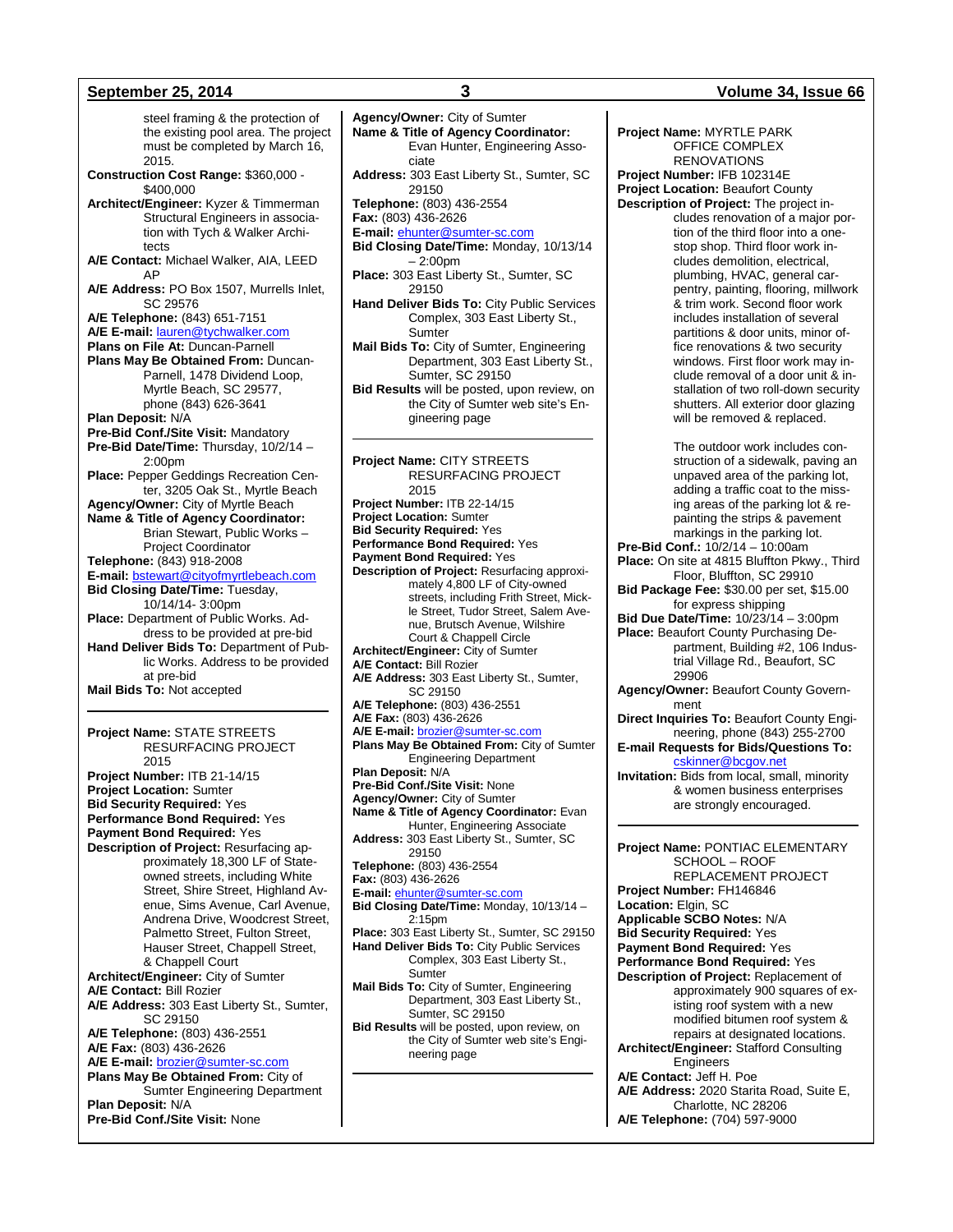steel framing & the protection of the existing pool area. The project must be completed by March 16, 2015.

**Construction Cost Range:** $360,000 - $400,000

**Architect/Engineer:** Kyzer & Timmerman Structural Engineers in association with Tych & Walker Architects

**A/E Contact:** Michael Walker, AIA, LEED AP

**A/E Address:** PO Box 1507, Murrells Inlet, SC 29576

**A/E Telephone:** (843) 651-7151

**A/E E-mail:** lauren@tychwalker.com

**Plans on File At:** Duncan-Parnell

**Plans May Be Obtained From:** Duncan-Parnell, 1478 Dividend Loop, Myrtle Beach, SC 29577, phone (843) 626-3641

**Plan Deposit:** N/A

**Pre-Bid Conf./Site Visit:** Mandatory

**Pre-Bid Date/Time:** Thursday, 10/2/14 – 2:00pm

**Place:** Pepper Geddings Recreation Center, 3205 Oak St., Myrtle Beach

**Agency/Owner:** City of Myrtle Beach

**Name & Title of Agency Coordinator:** Brian Stewart, Public Works – Project Coordinator

**Telephone:** (843) 918-2008

**E-mail:** bstewart@cityofmyrtlebeach.com

**Bid Closing Date/Time:** Tuesday, 10/14/14- 3:00pm

**Place:** Department of Public Works. Address to be provided at pre-bid

**Hand Deliver Bids To:** Department of Public Works. Address to be provided at pre-bid

**Mail Bids To:** Not accepted

---

**Project Name:** STATE STREETS RESURFACING PROJECT 2015

**Project Number:** ITB 21-14/15

**Project Location:** Sumter

**Bid Security Required:** Yes

**Performance Bond Required:** Yes

**Payment Bond Required:** Yes

**Description of Project:** Resurfacing approximately 18,300 LF of State-owned streets, including White Street, Shire Street, Highland Avenue, Sims Avenue, Carl Avenue, Andrena Drive, Woodcrest Street, Palmetto Street, Fulton Street, Hauser Street, Chappell Street, & Chappell Court

**Architect/Engineer:** City of Sumter

**A/E Contact:** Bill Rozier

**A/E Address:** 303 East Liberty St., Sumter, SC 29150

**A/E Telephone:** (803) 436-2551

**A/E Fax:** (803) 436-2626

**A/E E-mail:** brozier@sumter-sc.com

**Plans May Be Obtained From:** City of Sumter Engineering Department

**Plan Deposit:** N/A

**Pre-Bid Conf./Site Visit:** None

**Agency/Owner:** City of Sumter

**Name & Title of Agency Coordinator:** Evan Hunter, Engineering Associate

**Address:** 303 East Liberty St., Sumter, SC 29150

**Telephone:** (803) 436-2554

**Fax:** (803) 436-2626

**E-mail:** ehunter@sumter-sc.com

**Bid Closing Date/Time:** Monday, 10/13/14 – 2:00pm

**Place:** 303 East Liberty St., Sumter, SC 29150

**Hand Deliver Bids To:** City Public Services Complex, 303 East Liberty St., Sumter

**Mail Bids To:** City of Sumter, Engineering Department, 303 East Liberty St., Sumter, SC 29150

**Bid Results** will be posted, upon review, on the City of Sumter web site's Engineering page

---

**Project Name:** CITY STREETS RESURFACING PROJECT 2015

**Project Number:** ITB 22-14/15

**Project Location:** Sumter

**Bid Security Required:** Yes

**Performance Bond Required:** Yes

**Payment Bond Required:** Yes

**Description of Project:** Resurfacing approximately 4,800 LF of City-owned streets, including Frith Street, Mickle Street, Tudor Street, Salem Avenue, Brutsch Avenue, Wilshire Court & Chappell Circle

**Architect/Engineer:** City of Sumter

**A/E Contact:** Bill Rozier

**A/E Address:** 303 East Liberty St., Sumter, SC 29150

**A/E Telephone:** (803) 436-2551

**A/E Fax:** (803) 436-2626

**A/E E-mail:** brozier@sumter-sc.com

**Plans May Be Obtained From:** City of Sumter Engineering Department

**Plan Deposit:** N/A

**Pre-Bid Conf./Site Visit:** None

**Agency/Owner:** City of Sumter

**Name & Title of Agency Coordinator:** Evan Hunter, Engineering Associate

**Address:** 303 East Liberty St., Sumter, SC 29150

**Telephone:** (803) 436-2554

**Fax:** (803) 436-2626

**E-mail:** ehunter@sumter-sc.com

**Bid Closing Date/Time:** Monday, 10/13/14 – 2:15pm

**Place:** 303 East Liberty St., Sumter, SC 29150

**Hand Deliver Bids To:** City Public Services Complex, 303 East Liberty St., Sumter

**Mail Bids To:** City of Sumter, Engineering Department, 303 East Liberty St., Sumter, SC 29150

**Bid Results** will be posted, upon review, on the City of Sumter web site's Engineering page

---

**Project Name:** MYRTLE PARK OFFICE COMPLEX RENOVATIONS

**Project Number:** IFB 102314E

**Project Location:** Beaufort County

**Description of Project:** The project includes renovation of a major portion of the third floor into a one-stop shop. Third floor work includes demolition, electrical, plumbing, HVAC, general carpentry, painting, flooring, millwork & trim work. Second floor work includes installation of several partitions & door units, minor office renovations & two security windows. First floor work may include removal of a door unit & installation of two roll-down security shutters. All exterior door glazing will be removed & replaced.

The outdoor work includes construction of a sidewalk, paving an unpaved area of the parking lot, adding a traffic coat to the missing areas of the parking lot & repainting the strips & pavement markings in the parking lot.

**Pre-Bid Conf.:** 10/2/14 – 10:00am

**Place:** On site at 4815 Bluffton Pkwy., Third Floor, Bluffton, SC 29910

**Bid Package Fee:** $30.00 per set, $15.00 for express shipping

**Bid Due Date/Time:** 10/23/14 – 3:00pm

**Place:** Beaufort County Purchasing Department, Building #2, 106 Industrial Village Rd., Beaufort, SC 29906

**Agency/Owner:** Beaufort County Government

**Direct Inquiries To:** Beaufort County Engineering, phone (843) 255-2700

**E-mail Requests for Bids/Questions To:** cskinner@bcgov.net

**Invitation:** Bids from local, small, minority & women business enterprises are strongly encouraged.

---

**Project Name:** PONTIAC ELEMENTARY SCHOOL – ROOF REPLACEMENT PROJECT

**Project Number:** FH146846

**Location:** Elgin, SC

**Applicable SCBO Notes:** N/A

**Bid Security Required:** Yes

**Payment Bond Required:** Yes

**Performance Bond Required:** Yes

**Description of Project:** Replacement of approximately 900 squares of existing roof system with a new modified bitumen roof system & repairs at designated locations.

**Architect/Engineer:** Stafford Consulting Engineers

**A/E Contact:** Jeff H. Poe

**A/E Address:** 2020 Starita Road, Suite E, Charlotte, NC 28206

**A/E Telephone:** (704) 597-9000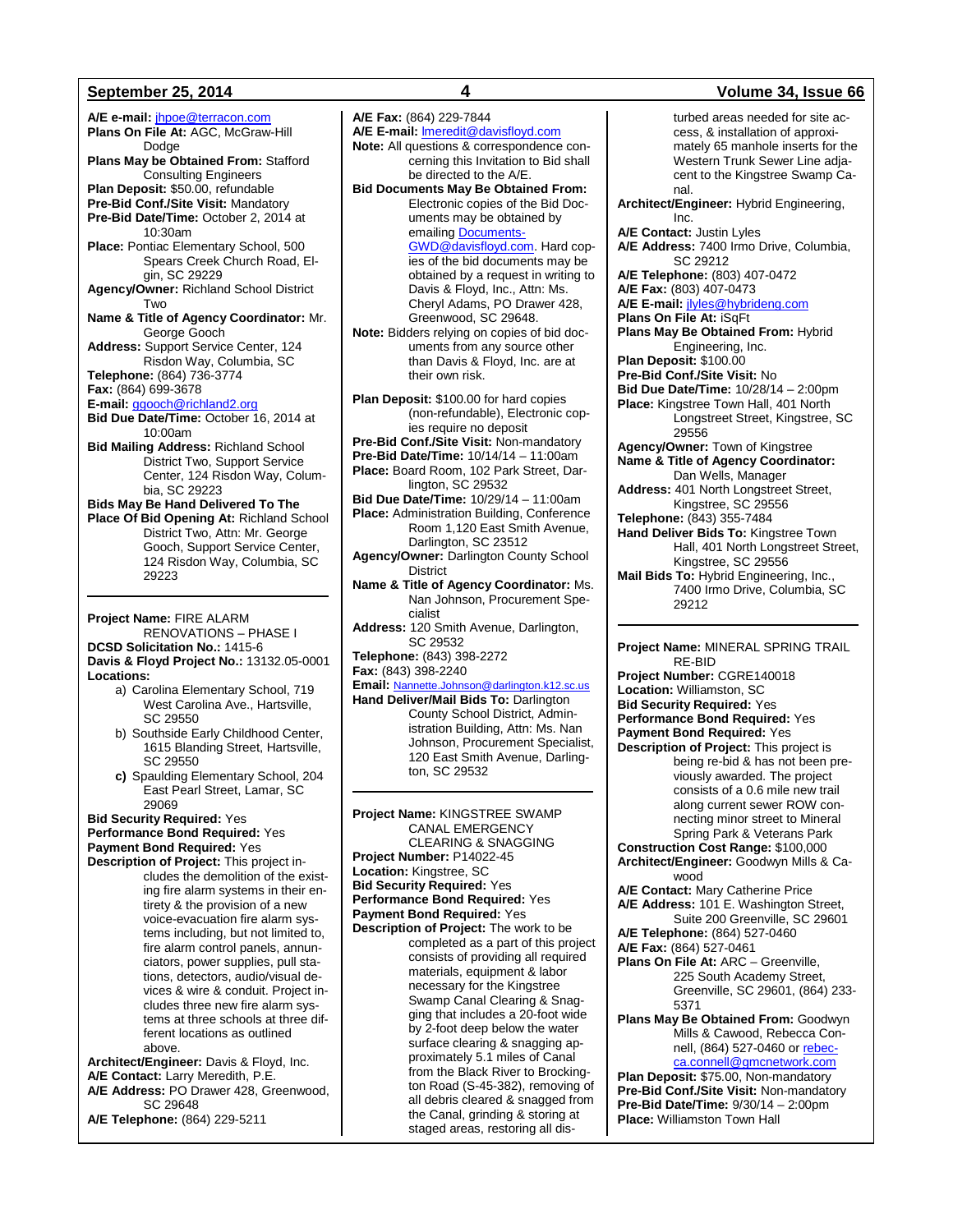**A/E e-mail:** jhpoe@terracon.com
**Plans On File At:** AGC, McGraw-Hill Dodge
**Plans May be Obtained From:** Stafford Consulting Engineers
**Plan Deposit:** $50.00, refundable
**Pre-Bid Conf./Site Visit:** Mandatory
**Pre-Bid Date/Time:** October 2, 2014 at 10:30am
**Place:** Pontiac Elementary School, 500 Spears Creek Church Road, Elgin, SC 29229
**Agency/Owner:** Richland School District Two
**Name & Title of Agency Coordinator:** Mr. George Gooch
**Address:** Support Service Center, 124 Risdon Way, Columbia, SC
**Telephone:** (864) 736-3774
**Fax:** (864) 699-3678
**E-mail:** ggooch@richland2.org
**Bid Due Date/Time:** October 16, 2014 at 10:00am
**Bid Mailing Address:** Richland School District Two, Support Service Center, 124 Risdon Way, Columbia, SC 29223
**Bids May Be Hand Delivered To The Place Of Bid Opening At:** Richland School District Two, Attn: Mr. George Gooch, Support Service Center, 124 Risdon Way, Columbia, SC 29223

---

**Project Name:** FIRE ALARM RENOVATIONS – PHASE I
**DCSD Solicitation No.:** 1415-6
**Davis & Floyd Project No.:** 13132.05-0001
**Locations:**

a) Carolina Elementary School, 719 West Carolina Ave., Hartsville, SC 29550
b) Southside Early Childhood Center, 1615 Blanding Street, Hartsville, SC 29550
c) Spaulding Elementary School, 204 East Pearl Street, Lamar, SC 29069

**Bid Security Required:** Yes
**Performance Bond Required:** Yes
**Payment Bond Required:** Yes
**Description of Project:** This project includes the demolition of the existing fire alarm systems in their entirety & the provision of a new voice-evacuation fire alarm systems including, but not limited to, fire alarm control panels, annunciators, power supplies, pull stations, detectors, audio/visual devices & wire & conduit. Project includes three new fire alarm systems at three schools at three different locations as outlined above.
**Architect/Engineer:** Davis & Floyd, Inc.
**A/E Contact:** Larry Meredith, P.E.
**A/E Address:** PO Drawer 428, Greenwood, SC 29648
**A/E Telephone:** (864) 229-5211
**A/E Fax:** (864) 229-7844
**A/E E-mail:** lmeredit@davisfloyd.com
**Note:** All questions & correspondence concerning this Invitation to Bid shall be directed to the A/E.
**Bid Documents May Be Obtained From:** Electronic copies of the Bid Documents may be obtained by emailing Documents-GWD@davisfloyd.com. Hard copies of the bid documents may be obtained by a request in writing to Davis & Floyd, Inc., Attn: Ms. Cheryl Adams, PO Drawer 428, Greenwood, SC 29648.
**Note:** Bidders relying on copies of bid documents from any source other than Davis & Floyd, Inc. are at their own risk.

**Plan Deposit:** $100.00 for hard copies (non-refundable), Electronic copies require no deposit
**Pre-Bid Conf./Site Visit:** Non-mandatory
**Pre-Bid Date/Time:** 10/14/14 – 11:00am
**Place:** Board Room, 102 Park Street, Darlington, SC 29532
**Bid Due Date/Time:** 10/29/14 – 11:00am
**Place:** Administration Building, Conference Room 1,120 East Smith Avenue, Darlington, SC 23512
**Agency/Owner:** Darlington County School District
**Name & Title of Agency Coordinator:** Ms. Nan Johnson, Procurement Specialist
**Address:** 120 Smith Avenue, Darlington, SC 29532
**Telephone:** (843) 398-2272
**Fax:** (843) 398-2240
**Email:** Nannette.Johnson@darlington.k12.sc.us
**Hand Deliver/Mail Bids To:** Darlington County School District, Administration Building, Attn: Ms. Nan Johnson, Procurement Specialist, 120 East Smith Avenue, Darlington, SC 29532

---

**Project Name:** KINGSTREE SWAMP CANAL EMERGENCY CLEARING & SNAGGING
**Project Number:** P14022-45
**Location:** Kingstree, SC
**Bid Security Required:** Yes
**Performance Bond Required:** Yes
**Payment Bond Required:** Yes
**Description of Project:** The work to be completed as a part of this project consists of providing all required materials, equipment & labor necessary for the Kingstree Swamp Canal Clearing & Snagging that includes a 20-foot wide by 2-foot deep below the water surface clearing & snagging approximately 5.1 miles of Canal from the Black River to Brockington Road (S-45-382), removing of all debris cleared & snagged from the Canal, grinding & storing at staged areas, restoring all disturbed areas needed for site access, & installation of approximately 65 manhole inserts for the Western Trunk Sewer Line adjacent to the Kingstree Swamp Canal.
**Architect/Engineer:** Hybrid Engineering, Inc.
**A/E Contact:** Justin Lyles
**A/E Address:** 7400 Irmo Drive, Columbia, SC 29212
**A/E Telephone:** (803) 407-0472
**A/E Fax:** (803) 407-0473
**A/E E-mail:** jlyles@hybrideng.com
**Plans On File At:** iSqFt
**Plans May Be Obtained From:** Hybrid Engineering, Inc.
**Plan Deposit:** $100.00
**Pre-Bid Conf./Site Visit:** No
**Bid Due Date/Time:** 10/28/14 – 2:00pm
**Place:** Kingstree Town Hall, 401 North Longstreet Street, Kingstree, SC 29556
**Agency/Owner:** Town of Kingstree
**Name & Title of Agency Coordinator:** Dan Wells, Manager
**Address:** 401 North Longstreet Street, Kingstree, SC 29556
**Telephone:** (843) 355-7484
**Hand Deliver Bids To:** Kingstree Town Hall, 401 North Longstreet Street, Kingstree, SC 29556
**Mail Bids To:** Hybrid Engineering, Inc., 7400 Irmo Drive, Columbia, SC 29212

---

**Project Name:** MINERAL SPRING TRAIL RE-BID
**Project Number:** CGRE140018
**Location:** Williamston, SC
**Bid Security Required:** Yes
**Performance Bond Required:** Yes
**Payment Bond Required:** Yes
**Description of Project:** This project is being re-bid & has not been previously awarded. The project consists of a 0.6 mile new trail along current sewer ROW connecting minor street to Mineral Spring Park & Veterans Park
**Construction Cost Range:** $100,000
**Architect/Engineer:** Goodwyn Mills & Cawood
**A/E Contact:** Mary Catherine Price
**A/E Address:** 101 E. Washington Street, Suite 200 Greenville, SC 29601
**A/E Telephone:** (864) 527-0460
**A/E Fax:** (864) 527-0461
**Plans On File At:** ARC – Greenville, 225 South Academy Street, Greenville, SC 29601, (864) 233-5371
**Plans May Be Obtained From:** Goodwyn Mills & Cawood, Rebecca Connell, (864) 527-0460 or rebecca.connell@gmcnetwork.com
**Plan Deposit:** $75.00, Non-mandatory
**Pre-Bid Conf./Site Visit:** Non-mandatory
**Pre-Bid Date/Time:** 9/30/14 – 2:00pm
**Place:** Williamston Town Hall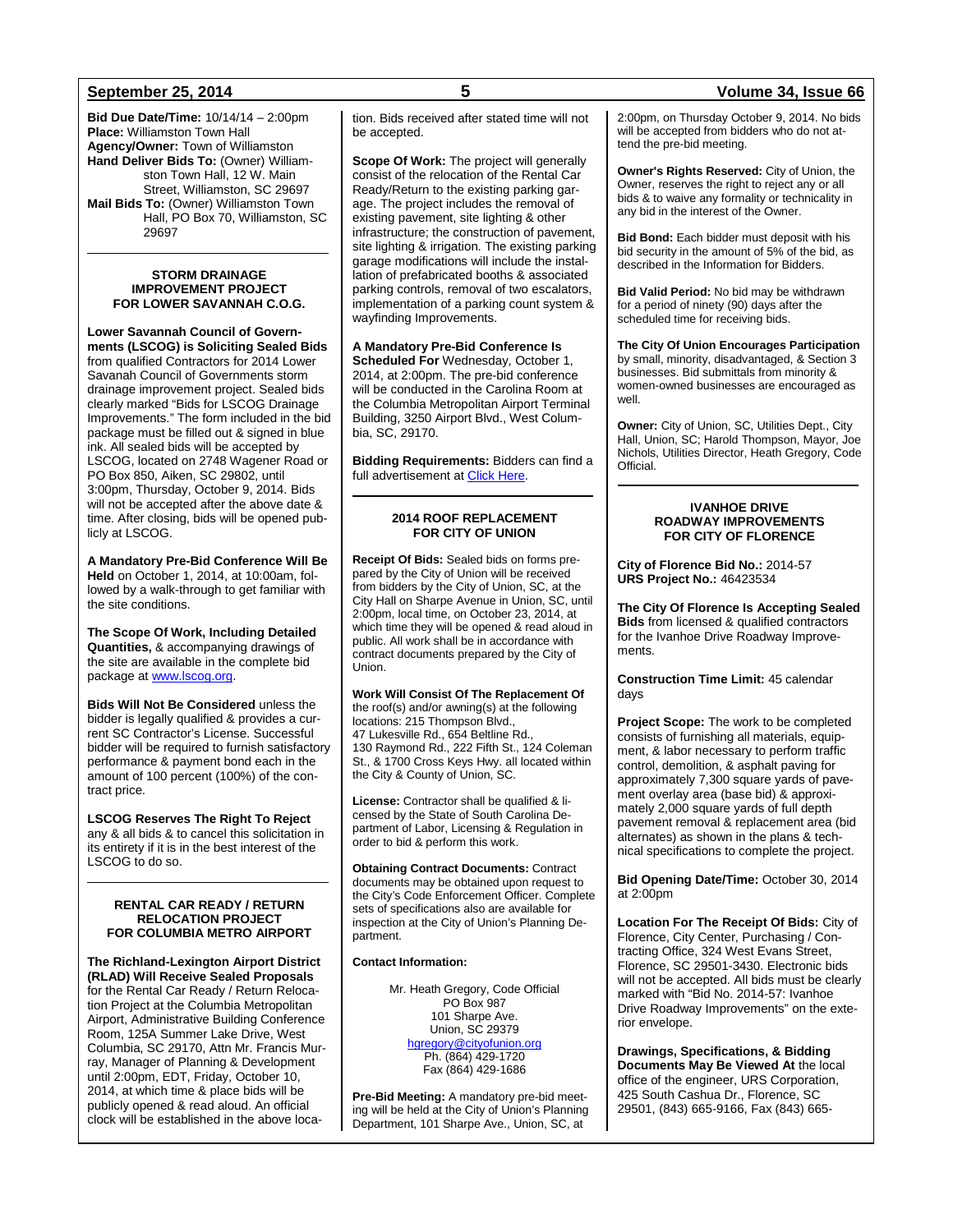**Bid Due Date/Time:** 10/14/14 – 2:00pm
**Place:** Williamston Town Hall
**Agency/Owner:** Town of Williamston
**Hand Deliver Bids To:** (Owner) Williamston Town Hall, 12 W. Main Street, Williamston, SC 29697
**Mail Bids To:** (Owner) Williamston Town Hall, PO Box 70, Williamston, SC 29697

---

### STORM DRAINAGE IMPROVEMENT PROJECT FOR LOWER SAVANNAH C.O.G.

**Lower Savannah Council of Governments (LSCOG) is Soliciting Sealed Bids** from qualified Contractors for 2014 Lower Savanah Council of Governments storm drainage improvement project. Sealed bids clearly marked "Bids for LSCOG Drainage Improvements." The form included in the bid package must be filled out & signed in blue ink. All sealed bids will be accepted by LSCOG, located on 2748 Wagener Road or PO Box 850, Aiken, SC 29802, until 3:00pm, Thursday, October 9, 2014. Bids will not be accepted after the above date & time. After closing, bids will be opened publicly at LSCOG.

**A Mandatory Pre-Bid Conference Will Be Held** on October 1, 2014, at 10:00am, followed by a walk-through to get familiar with the site conditions.

**The Scope Of Work, Including Detailed Quantities,** & accompanying drawings of the site are available in the complete bid package at [www.lscog.org](www.lscog.org).

**Bids Will Not Be Considered** unless the bidder is legally qualified & provides a current SC Contractor's License. Successful bidder will be required to furnish satisfactory performance & payment bond each in the amount of 100 percent (100%) of the contract price.

**LSCOG Reserves The Right To Reject** any & all bids & to cancel this solicitation in its entirety if it is in the best interest of the LSCOG to do so.

---

### RENTAL CAR READY / RETURN RELOCATION PROJECT FOR COLUMBIA METRO AIRPORT

**The Richland-Lexington Airport District (RLAD) Will Receive Sealed Proposals** for the Rental Car Ready / Return Relocation Project at the Columbia Metropolitan Airport, Administrative Building Conference Room, 125A Summer Lake Drive, West Columbia, SC 29170, Attn Mr. Francis Murray, Manager of Planning & Development until 2:00pm, EDT, Friday, October 10, 2014, at which time & place bids will be publicly opened & read aloud. An official clock will be established in the above location. Bids received after stated time will not be accepted.

**Scope Of Work:** The project will generally consist of the relocation of the Rental Car Ready/Return to the existing parking garage. The project includes the removal of existing pavement, site lighting & other infrastructure; the construction of pavement, site lighting & irrigation. The existing parking garage modifications will include the installation of prefabricated booths & associated parking controls, removal of two escalators, implementation of a parking count system & wayfinding Improvements.

**A Mandatory Pre-Bid Conference Is Scheduled For** Wednesday, October 1, 2014, at 2:00pm. The pre-bid conference will be conducted in the Carolina Room at the Columbia Metropolitan Airport Terminal Building, 3250 Airport Blvd., West Columbia, SC, 29170.

**Bidding Requirements:** Bidders can find a full advertisement at Click Here.

---

### 2014 ROOF REPLACEMENT FOR CITY OF UNION

**Receipt Of Bids:** Sealed bids on forms prepared by the City of Union will be received from bidders by the City of Union, SC, at the City Hall on Sharpe Avenue in Union, SC, until 2:00pm, local time, on October 23, 2014, at which time they will be opened & read aloud in public. All work shall be in accordance with contract documents prepared by the City of Union.

**Work Will Consist Of The Replacement Of** the roof(s) and/or awning(s) at the following locations: 215 Thompson Blvd., 47 Lukesville Rd., 654 Beltline Rd., 130 Raymond Rd., 222 Fifth St., 124 Coleman St., & 1700 Cross Keys Hwy. all located within the City & County of Union, SC.

**License:** Contractor shall be qualified & licensed by the State of South Carolina Department of Labor, Licensing & Regulation in order to bid & perform this work.

**Obtaining Contract Documents:** Contract documents may be obtained upon request to the City's Code Enforcement Officer. Complete sets of specifications also are available for inspection at the City of Union's Planning Department.

**Contact Information:**

Mr. Heath Gregory, Code Official
PO Box 987
101 Sharpe Ave.
Union, SC 29379
hgregory@cityofunion.org
Ph. (864) 429-1720
Fax (864) 429-1686

**Pre-Bid Meeting:** A mandatory pre-bid meeting will be held at the City of Union's Planning Department, 101 Sharpe Ave., Union, SC, at 2:00pm, on Thursday October 9, 2014. No bids will be accepted from bidders who do not attend the pre-bid meeting.

**Owner's Rights Reserved:** City of Union, the Owner, reserves the right to reject any or all bids & to waive any formality or technicality in any bid in the interest of the Owner.

**Bid Bond:** Each bidder must deposit with his bid security in the amount of 5% of the bid, as described in the Information for Bidders.

**Bid Valid Period:** No bid may be withdrawn for a period of ninety (90) days after the scheduled time for receiving bids.

**The City Of Union Encourages Participation** by small, minority, disadvantaged, & Section 3 businesses. Bid submittals from minority & women-owned businesses are encouraged as well.

**Owner:** City of Union, SC, Utilities Dept., City Hall, Union, SC; Harold Thompson, Mayor, Joe Nichols, Utilities Director, Heath Gregory, Code Official.

---

### IVANHOE DRIVE ROADWAY IMPROVEMENTS FOR CITY OF FLORENCE

**City of Florence Bid No.:** 2014-57
**URS Project No.:** 46423534

**The City Of Florence Is Accepting Sealed Bids** from licensed & qualified contractors for the Ivanhoe Drive Roadway Improvements.

**Construction Time Limit:** 45 calendar days

**Project Scope:** The work to be completed consists of furnishing all materials, equipment, & labor necessary to perform traffic control, demolition, & asphalt paving for approximately 7,300 square yards of pavement overlay area (base bid) & approximately 2,000 square yards of full depth pavement removal & replacement area (bid alternates) as shown in the plans & technical specifications to complete the project.

**Bid Opening Date/Time:** October 30, 2014 at 2:00pm

**Location For The Receipt Of Bids:** City of Florence, City Center, Purchasing / Contracting Office, 324 West Evans Street, Florence, SC 29501-3430. Electronic bids will not be accepted. All bids must be clearly marked with "Bid No. 2014-57: Ivanhoe Drive Roadway Improvements" on the exterior envelope.

**Drawings, Specifications, & Bidding Documents May Be Viewed At** the local office of the engineer, URS Corporation, 425 South Cashua Dr., Florence, SC 29501, (843) 665-9166, Fax (843) 665-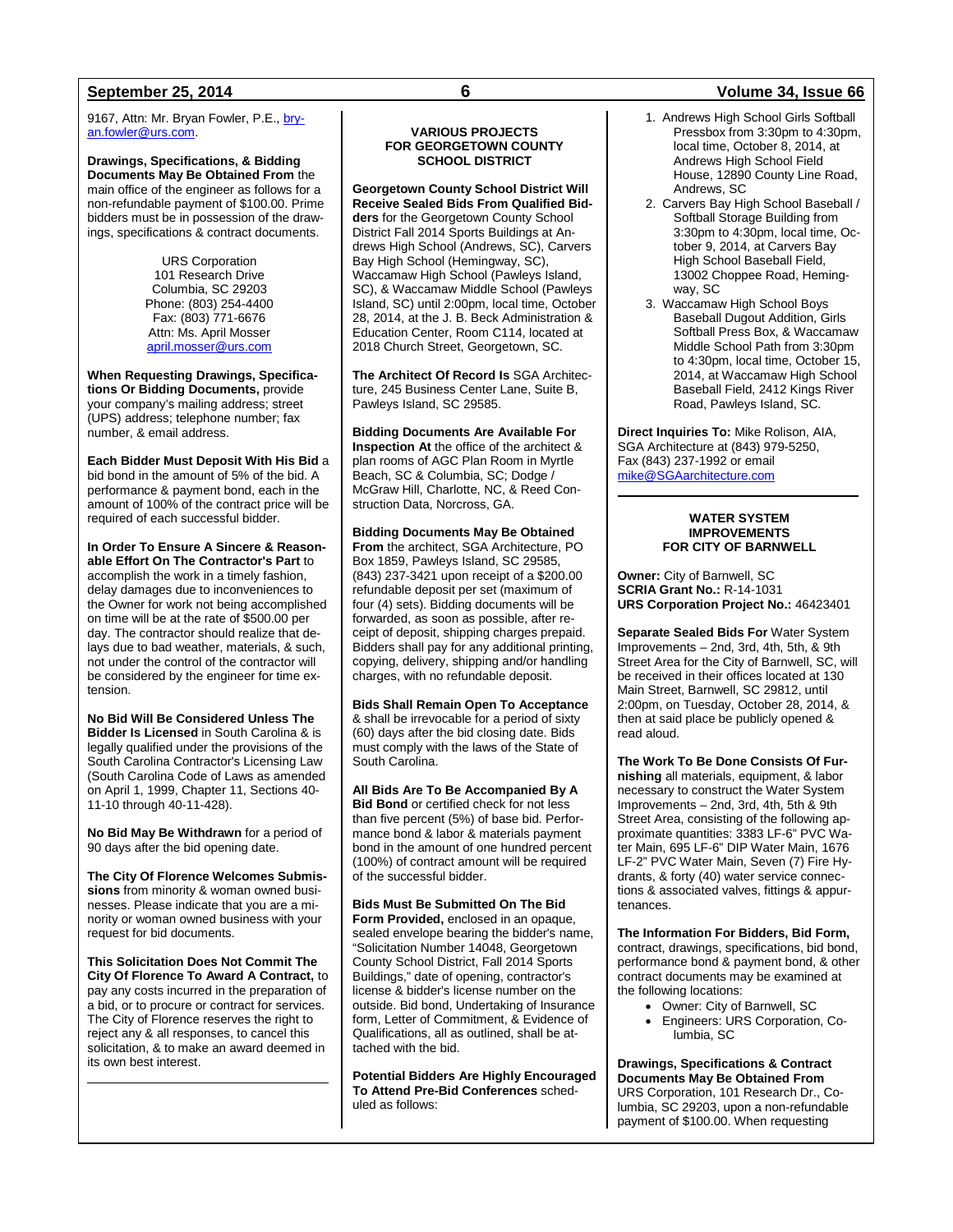9167, Attn: Mr. Bryan Fowler, P.E., bryan.fowler@urs.com.

**Drawings, Specifications, & Bidding Documents May Be Obtained From** the main office of the engineer as follows for a non-refundable payment of $100.00. Prime bidders must be in possession of the drawings, specifications & contract documents.

URS Corporation
101 Research Drive
Columbia, SC 29203
Phone: (803) 254-4400
Fax: (803) 771-6676
Attn: Ms. April Mosser
april.mosser@urs.com

**When Requesting Drawings, Specifications Or Bidding Documents,** provide your company's mailing address; street (UPS) address; telephone number; fax number, & email address.

**Each Bidder Must Deposit With His Bid** a bid bond in the amount of 5% of the bid. A performance & payment bond, each in the amount of 100% of the contract price will be required of each successful bidder.

**In Order To Ensure A Sincere & Reasonable Effort On The Contractor's Part** to accomplish the work in a timely fashion, delay damages due to inconveniences to the Owner for work not being accomplished on time will be at the rate of $500.00 per day. The contractor should realize that delays due to bad weather, materials, & such, not under the control of the contractor will be considered by the engineer for time extension.

**No Bid Will Be Considered Unless The Bidder Is Licensed** in South Carolina & is legally qualified under the provisions of the South Carolina Contractor's Licensing Law (South Carolina Code of Laws as amended on April 1, 1999, Chapter 11, Sections 40-11-10 through 40-11-428).

**No Bid May Be Withdrawn** for a period of 90 days after the bid opening date.

**The City Of Florence Welcomes Submissions** from minority & woman owned businesses. Please indicate that you are a minority or woman owned business with your request for bid documents.

**This Solicitation Does Not Commit The City Of Florence To Award A Contract,** to pay any costs incurred in the preparation of a bid, or to procure or contract for services. The City of Florence reserves the right to reject any & all responses, to cancel this solicitation, & to make an award deemed in its own best interest.

---

## VARIOUS PROJECTS FOR GEORGETOWN COUNTY SCHOOL DISTRICT

**Georgetown County School District Will Receive Sealed Bids From Qualified Bidders** for the Georgetown County School District Fall 2014 Sports Buildings at Andrews High School (Andrews, SC), Carvers Bay High School (Hemingway, SC), Waccamaw High School (Pawleys Island, SC), & Waccamaw Middle School (Pawleys Island, SC) until 2:00pm, local time, October 28, 2014, at the J. B. Beck Administration & Education Center, Room C114, located at 2018 Church Street, Georgetown, SC.

**The Architect Of Record Is** SGA Architecture, 245 Business Center Lane, Suite B, Pawleys Island, SC 29585.

**Bidding Documents Are Available For Inspection At** the office of the architect & plan rooms of AGC Plan Room in Myrtle Beach, SC & Columbia, SC; Dodge / McGraw Hill, Charlotte, NC, & Reed Construction Data, Norcross, GA.

**Bidding Documents May Be Obtained From** the architect, SGA Architecture, PO Box 1859, Pawleys Island, SC 29585, (843) 237-3421 upon receipt of a $200.00 refundable deposit per set (maximum of four (4) sets). Bidding documents will be forwarded, as soon as possible, after receipt of deposit, shipping charges prepaid. Bidders shall pay for any additional printing, copying, delivery, shipping and/or handling charges, with no refundable deposit.

**Bids Shall Remain Open To Acceptance** & shall be irrevocable for a period of sixty (60) days after the bid closing date. Bids must comply with the laws of the State of South Carolina.

**All Bids Are To Be Accompanied By A Bid Bond** or certified check for not less than five percent (5%) of base bid. Performance bond & labor & materials payment bond in the amount of one hundred percent (100%) of contract amount will be required of the successful bidder.

**Bids Must Be Submitted On The Bid Form Provided,** enclosed in an opaque, sealed envelope bearing the bidder's name, "Solicitation Number 14048, Georgetown County School District, Fall 2014 Sports Buildings," date of opening, contractor's license & bidder's license number on the outside. Bid bond, Undertaking of Insurance form, Letter of Commitment, & Evidence of Qualifications, all as outlined, shall be attached with the bid.

**Potential Bidders Are Highly Encouraged To Attend Pre-Bid Conferences** scheduled as follows:

1. Andrews High School Girls Softball Pressbox from 3:30pm to 4:30pm, local time, October 8, 2014, at Andrews High School Field House, 12890 County Line Road, Andrews, SC
2. Carvers Bay High School Baseball / Softball Storage Building from 3:30pm to 4:30pm, local time, October 9, 2014, at Carvers Bay High School Baseball Field, 13002 Choppee Road, Hemingway, SC
3. Waccamaw High School Boys Baseball Dugout Addition, Girls Softball Press Box, & Waccamaw Middle School Path from 3:30pm to 4:30pm, local time, October 15, 2014, at Waccamaw High School Baseball Field, 2412 Kings River Road, Pawleys Island, SC.

**Direct Inquiries To:** Mike Rolison, AIA, SGA Architecture at (843) 979-5250, Fax (843) 237-1992 or email mike@SGAarchitecture.com

---

## WATER SYSTEM IMPROVEMENTS FOR CITY OF BARNWELL

**Owner:** City of Barnwell, SC
**SCRIA Grant No.:** R-14-1031
**URS Corporation Project No.:** 46423401

**Separate Sealed Bids For** Water System Improvements – 2nd, 3rd, 4th, 5th, & 9th Street Area for the City of Barnwell, SC, will be received in their offices located at 130 Main Street, Barnwell, SC 29812, until 2:00pm, on Tuesday, October 28, 2014, & then at said place be publicly opened & read aloud.

**The Work To Be Done Consists Of Furnishing** all materials, equipment, & labor necessary to construct the Water System Improvements – 2nd, 3rd, 4th, 5th & 9th Street Area, consisting of the following approximate quantities: 3383 LF-6" PVC Water Main, 695 LF-6" DIP Water Main, 1676 LF-2" PVC Water Main, Seven (7) Fire Hydrants, & forty (40) water service connections & associated valves, fittings & appurtenances.

**The Information For Bidders, Bid Form,** contract, drawings, specifications, bid bond, performance bond & payment bond, & other contract documents may be examined at the following locations:

- Owner: City of Barnwell, SC
- Engineers: URS Corporation, Columbia, SC

**Drawings, Specifications & Contract Documents May Be Obtained From** URS Corporation, 101 Research Dr., Columbia, SC 29203, upon a non-refundable payment of $100.00. When requesting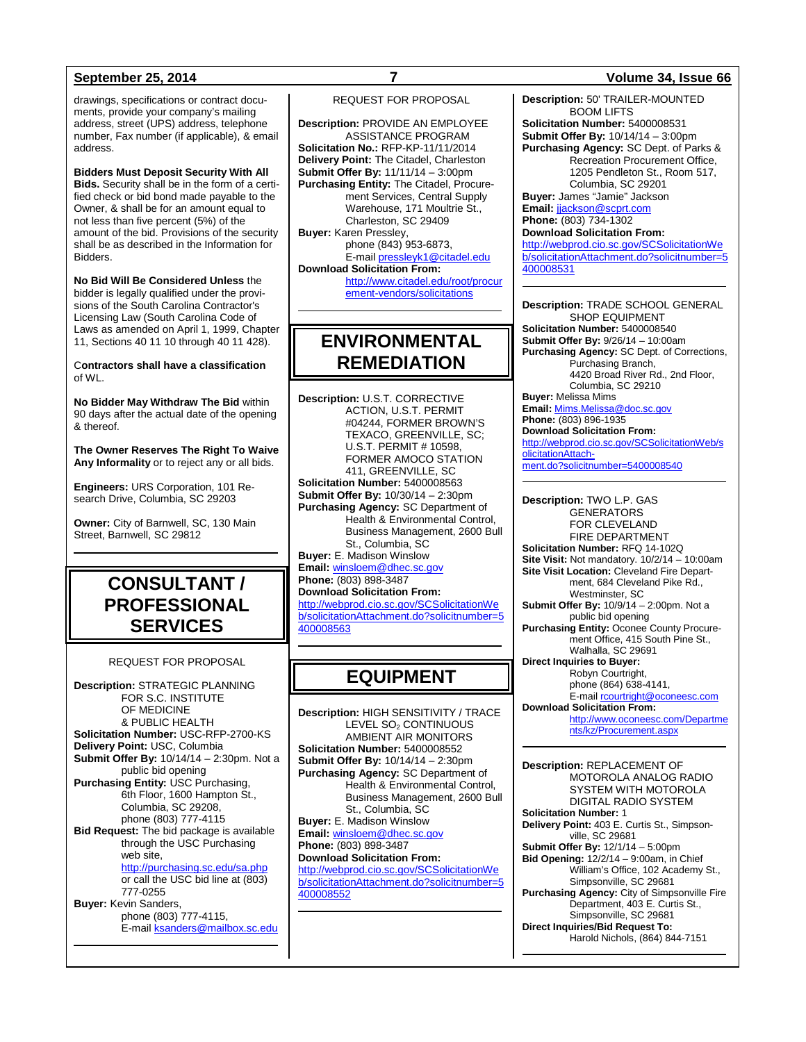drawings, specifications or contract documents, provide your company's mailing address, street (UPS) address, telephone number, Fax number (if applicable), & email address.

**Bidders Must Deposit Security With All Bids.** Security shall be in the form of a certified check or bid bond made payable to the Owner, & shall be for an amount equal to not less than five percent (5%) of the amount of the bid. Provisions of the security shall be as described in the Information for Bidders.

**No Bid Will Be Considered Unless** the bidder is legally qualified under the provisions of the South Carolina Contractor's Licensing Law (South Carolina Code of Laws as amended on April 1, 1999, Chapter 11, Sections 40 11 10 through 40 11 428).

C**ontractors shall have a classification** of WL.

**No Bidder May Withdraw The Bid** within 90 days after the actual date of the opening & thereof.

**The Owner Reserves The Right To Waive Any Informality** or to reject any or all bids.

**Engineers:** URS Corporation, 101 Research Drive, Columbia, SC 29203

**Owner:** City of Barnwell, SC, 130 Main Street, Barnwell, SC 29812

# CONSULTANT / PROFESSIONAL SERVICES

REQUEST FOR PROPOSAL

**Description:** STRATEGIC PLANNING FOR S.C. INSTITUTE OF MEDICINE & PUBLIC HEALTH
**Solicitation Number:** USC-RFP-2700-KS
**Delivery Point:** USC, Columbia
**Submit Offer By:** 10/14/14 – 2:30pm. Not a public bid opening
**Purchasing Entity:** USC Purchasing, 6th Floor, 1600 Hampton St., Columbia, SC 29208, phone (803) 777-4115
**Bid Request:** The bid package is available through the USC Purchasing web site, http://purchasing.sc.edu/sa.php or call the USC bid line at (803) 777-0255
**Buyer:** Kevin Sanders, phone (803) 777-4115, E-mail ksanders@mailbox.sc.edu

REQUEST FOR PROPOSAL

**Description:** PROVIDE AN EMPLOYEE ASSISTANCE PROGRAM
**Solicitation No.:** RFP-KP-11/11/2014
**Delivery Point:** The Citadel, Charleston
**Submit Offer By:** 11/11/14 – 3:00pm
**Purchasing Entity:** The Citadel, Procurement Services, Central Supply Warehouse, 171 Moultrie St., Charleston, SC 29409
**Buyer:** Karen Pressley, phone (843) 953-6873, E-mail pressleyk1@citadel.edu
**Download Solicitation From:** http://www.citadel.edu/root/procurement-vendors/solicitations

# ENVIRONMENTAL REMEDIATION

**Description:** U.S.T. CORRECTIVE ACTION, U.S.T. PERMIT #04244, FORMER BROWN'S TEXACO, GREENVILLE, SC; U.S.T. PERMIT # 10598, FORMER AMOCO STATION 411, GREENVILLE, SC
**Solicitation Number:** 5400008563
**Submit Offer By:** 10/30/14 – 2:30pm
**Purchasing Agency:** SC Department of Health & Environmental Control, Business Management, 2600 Bull St., Columbia, SC
**Buyer:** E. Madison Winslow
**Email:** winsloem@dhec.sc.gov
**Phone:** (803) 898-3487
**Download Solicitation From:** http://webprod.cio.sc.gov/SCSolicitationWeb/solicitationAttachment.do?solicitnumber=5400008563

# EQUIPMENT

**Description:** HIGH SENSITIVITY / TRACE LEVEL $SO_2$ CONTINUOUS AMBIENT AIR MONITORS
**Solicitation Number:** 5400008552
**Submit Offer By:** 10/14/14 – 2:30pm
**Purchasing Agency:** SC Department of Health & Environmental Control, Business Management, 2600 Bull St., Columbia, SC
**Buyer:** E. Madison Winslow
**Email:** winsloem@dhec.sc.gov
**Phone:** (803) 898-3487
**Download Solicitation From:** http://webprod.cio.sc.gov/SCSolicitationWeb/solicitationAttachment.do?solicitnumber=5400008552

**Description:** 50' TRAILER-MOUNTED BOOM LIFTS
**Solicitation Number:** 5400008531
**Submit Offer By:** 10/14/14 – 3:00pm
**Purchasing Agency:** SC Dept. of Parks & Recreation Procurement Office, 1205 Pendleton St., Room 517, Columbia, SC 29201
**Buyer:** James "Jamie" Jackson
**Email:** jjackson@scprt.com
**Phone:** (803) 734-1302
**Download Solicitation From:** http://webprod.cio.sc.gov/SCSolicitationWeb/solicitationAttachment.do?solicitnumber=5400008531

**Description:** TRADE SCHOOL GENERAL SHOP EQUIPMENT
**Solicitation Number:** 5400008540
**Submit Offer By:** 9/26/14 – 10:00am
**Purchasing Agency:** SC Dept. of Corrections, Purchasing Branch, 4420 Broad River Rd., 2nd Floor, Columbia, SC 29210
**Buyer:** Melissa Mims
**Email:** Mims.Melissa@doc.sc.gov
**Phone:** (803) 896-1935
**Download Solicitation From:** http://webprod.cio.sc.gov/SCSolicitationWeb/solicitationAttachment.do?solicitnumber=5400008540

**Description:** TWO L.P. GAS GENERATORS FOR CLEVELAND FIRE DEPARTMENT
**Solicitation Number:** RFQ 14-102Q
**Site Visit:** Not mandatory. 10/2/14 – 10:00am
**Site Visit Location:** Cleveland Fire Department, 684 Cleveland Pike Rd., Westminster, SC
**Submit Offer By:** 10/9/14 – 2:00pm. Not a public bid opening
**Purchasing Entity:** Oconee County Procurement Office, 415 South Pine St., Walhalla, SC 29691
**Direct Inquiries to Buyer:** Robyn Courtright, phone (864) 638-4141, E-mail rcourtright@oconeesc.com
**Download Solicitation From:** http://www.oconeesc.com/Departments/kz/Procurement.aspx

**Description:** REPLACEMENT OF MOTOROLA ANALOG RADIO SYSTEM WITH MOTOROLA DIGITAL RADIO SYSTEM
**Solicitation Number:** 1
**Delivery Point:** 403 E. Curtis St., Simpsonville, SC 29681
**Submit Offer By:** 12/1/14 – 5:00pm
**Bid Opening:** 12/2/14 – 9:00am, in Chief William's Office, 102 Academy St., Simpsonville, SC 29681
**Purchasing Agency:** City of Simpsonville Fire Department, 403 E. Curtis St., Simpsonville, SC 29681
**Direct Inquiries/Bid Request To:** Harold Nichols, (864) 844-7151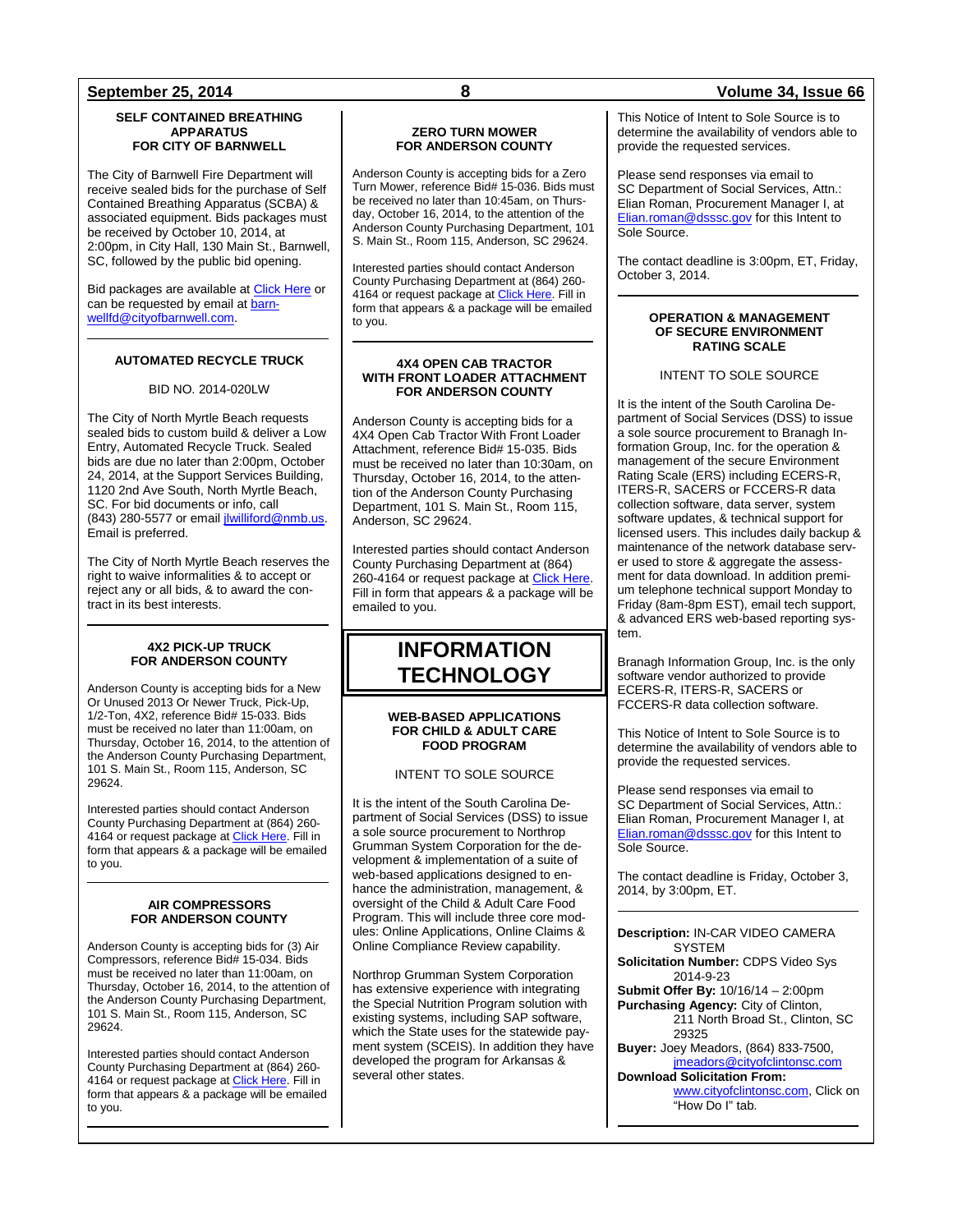### SELF CONTAINED BREATHING APPARATUS FOR CITY OF BARNWELL

The City of Barnwell Fire Department will receive sealed bids for the purchase of Self Contained Breathing Apparatus (SCBA) & associated equipment. Bids packages must be received by October 10, 2014, at 2:00pm, in City Hall, 130 Main St., Barnwell, SC, followed by the public bid opening.

Bid packages are available at Click Here or can be requested by email at barnwellfd@cityofbarnwell.com.

---

### AUTOMATED RECYCLE TRUCK

BID NO. 2014-020LW

The City of North Myrtle Beach requests sealed bids to custom build & deliver a Low Entry, Automated Recycle Truck. Sealed bids are due no later than 2:00pm, October 24, 2014, at the Support Services Building, 1120 2nd Ave South, North Myrtle Beach, SC. For bid documents or info, call (843) 280-5577 or email jlwilliford@nmb.us. Email is preferred.

The City of North Myrtle Beach reserves the right to waive informalities & to accept or reject any or all bids, & to award the contract in its best interests.

---

### 4X2 PICK-UP TRUCK FOR ANDERSON COUNTY

Anderson County is accepting bids for a New Or Unused 2013 Or Newer Truck, Pick-Up, 1/2-Ton, 4X2, reference Bid# 15-033. Bids must be received no later than 11:00am, on Thursday, October 16, 2014, to the attention of the Anderson County Purchasing Department, 101 S. Main St., Room 115, Anderson, SC 29624.

Interested parties should contact Anderson County Purchasing Department at (864) 260-4164 or request package at Click Here. Fill in form that appears & a package will be emailed to you.

---

### AIR COMPRESSORS FOR ANDERSON COUNTY

Anderson County is accepting bids for (3) Air Compressors, reference Bid# 15-034. Bids must be received no later than 11:00am, on Thursday, October 16, 2014, to the attention of the Anderson County Purchasing Department, 101 S. Main St., Room 115, Anderson, SC 29624.

Interested parties should contact Anderson County Purchasing Department at (864) 260-4164 or request package at Click Here. Fill in form that appears & a package will be emailed to you.

---

### ZERO TURN MOWER FOR ANDERSON COUNTY

Anderson County is accepting bids for a Zero Turn Mower, reference Bid# 15-036. Bids must be received no later than 10:45am, on Thursday, October 16, 2014, to the attention of the Anderson County Purchasing Department, 101 S. Main St., Room 115, Anderson, SC 29624.

Interested parties should contact Anderson County Purchasing Department at (864) 260-4164 or request package at Click Here. Fill in form that appears & a package will be emailed to you.

---

### 4X4 OPEN CAB TRACTOR WITH FRONT LOADER ATTACHMENT FOR ANDERSON COUNTY

Anderson County is accepting bids for a 4X4 Open Cab Tractor With Front Loader Attachment, reference Bid# 15-035. Bids must be received no later than 10:30am, on Thursday, October 16, 2014, to the attention of the Anderson County Purchasing Department, 101 S. Main St., Room 115, Anderson, SC 29624.

Interested parties should contact Anderson County Purchasing Department at (864) 260-4164 or request package at Click Here. Fill in form that appears & a package will be emailed to you.

# INFORMATION TECHNOLOGY

### WEB-BASED APPLICATIONS FOR CHILD & ADULT CARE FOOD PROGRAM

INTENT TO SOLE SOURCE

It is the intent of the South Carolina Department of Social Services (DSS) to issue a sole source procurement to Northrop Grumman System Corporation for the development & implementation of a suite of web-based applications designed to enhance the administration, management, & oversight of the Child & Adult Care Food Program. This will include three core modules: Online Applications, Online Claims & Online Compliance Review capability.

Northrop Grumman System Corporation has extensive experience with integrating the Special Nutrition Program solution with existing systems, including SAP software, which the State uses for the statewide payment system (SCEIS). In addition they have developed the program for Arkansas & several other states.

This Notice of Intent to Sole Source is to determine the availability of vendors able to provide the requested services.

Please send responses via email to SC Department of Social Services, Attn.: Elian Roman, Procurement Manager I, at Elian.roman@dsssc.gov for this Intent to Sole Source.

The contact deadline is 3:00pm, ET, Friday, October 3, 2014.

---

### OPERATION & MANAGEMENT OF SECURE ENVIRONMENT RATING SCALE

INTENT TO SOLE SOURCE

It is the intent of the South Carolina Department of Social Services (DSS) to issue a sole source procurement to Branagh Information Group, Inc. for the operation & management of the secure Environment Rating Scale (ERS) including ECERS-R, ITERS-R, SACERS or FCCERS-R data collection software, data server, system software updates, & technical support for licensed users. This includes daily backup & maintenance of the network database server used to store & aggregate the assessment for data download. In addition premium telephone technical support Monday to Friday (8am-8pm EST), email tech support, & advanced ERS web-based reporting system.

Branagh Information Group, Inc. is the only software vendor authorized to provide ECERS-R, ITERS-R, SACERS or FCCERS-R data collection software.

This Notice of Intent to Sole Source is to determine the availability of vendors able to provide the requested services.

Please send responses via email to SC Department of Social Services, Attn.: Elian Roman, Procurement Manager I, at Elian.roman@dsssc.gov for this Intent to Sole Source.

The contact deadline is Friday, October 3, 2014, by 3:00pm, ET.

---

**Description:** IN-CAR VIDEO CAMERA SYSTEM
**Solicitation Number:** CDPS Video Sys 2014-9-23
**Submit Offer By:** 10/16/14 – 2:00pm
**Purchasing Agency:** City of Clinton, 211 North Broad St., Clinton, SC 29325
**Buyer:** Joey Meadors, (864) 833-7500, jmeadors@cityofclintonsc.com
**Download Solicitation From:** www.cityofclintonsc.com, Click on "How Do I" tab.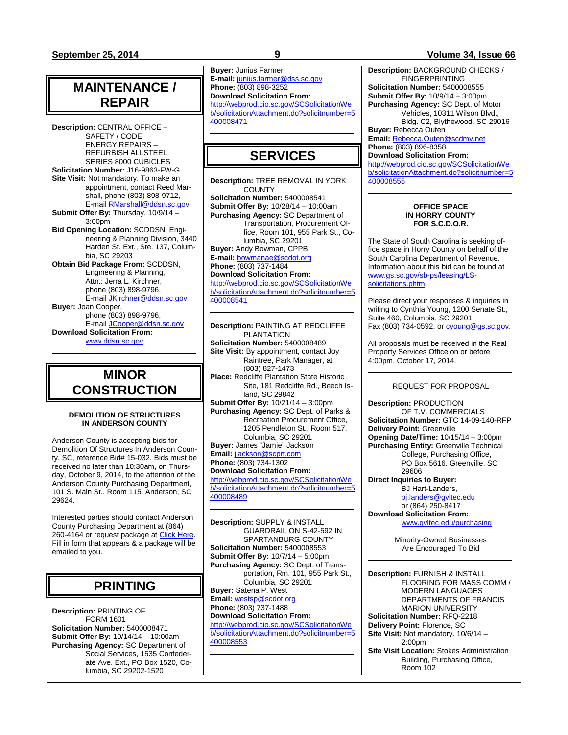## MAINTENANCE / REPAIR

**Description:** CENTRAL OFFICE – SAFETY / CODE ENERGY REPAIRS – REFURBISH ALLSTEEL SERIES 8000 CUBICLES
**Solicitation Number:** J16-9863-FW-G
**Site Visit:** Not mandatory. To make an appointment, contact Reed Marshall, phone (803) 898-9712, E-mail RMarshall@ddsn.sc.gov
**Submit Offer By:** Thursday, 10/9/14 – 3:00pm
**Bid Opening Location:** SCDDSN, Engineering & Planning Division, 3440 Harden St. Ext., Ste. 137, Columbia, SC 29203
**Obtain Bid Package From:** SCDDSN, Engineering & Planning, Attn.: Jerra L. Kirchner, phone (803) 898-9796, E-mail JKirchner@ddsn.sc.gov
**Buyer:** Joan Cooper, phone (803) 898-9796, E-mail JCooper@ddsn.sc.gov
**Download Solicitation From:** www.ddsn.sc.gov

## MINOR CONSTRUCTION

**DEMOLITION OF STRUCTURES IN ANDERSON COUNTY**

Anderson County is accepting bids for Demolition Of Structures In Anderson County, SC, reference Bid# 15-032. Bids must be received no later than 10:30am, on Thursday, October 9, 2014, to the attention of the Anderson County Purchasing Department, 101 S. Main St., Room 115, Anderson, SC 29624.

Interested parties should contact Anderson County Purchasing Department at (864) 260-4164 or request package at Click Here. Fill in form that appears & a package will be emailed to you.

## PRINTING

**Description:** PRINTING OF FORM 1601
**Solicitation Number:** 5400008471
**Submit Offer By:** 10/14/14 – 10:00am
**Purchasing Agency:** SC Department of Social Services, 1535 Confederate Ave. Ext., PO Box 1520, Columbia, SC 29202-1520
**Buyer:** Junius Farmer
**E-mail:** junius.farmer@dss.sc.gov
**Phone:** (803) 898-3252
**Download Solicitation From:**
http://webprod.cio.sc.gov/SCSolicitationWeb/solicitationAttachment.do?solicitnumber=5400008471

## SERVICES

**Description:** TREE REMOVAL IN YORK COUNTY
**Solicitation Number:** 5400008541
**Submit Offer By:** 10/28/14 – 10:00am
**Purchasing Agency:** SC Department of Transportation, Procurement Office, Room 101, 955 Park St., Columbia, SC 29201
**Buyer:** Andy Bowman, CPPB
**E-mail:** bowmanae@scdot.org
**Phone:** (803) 737-1484
**Download Solicitation From:**
http://webprod.cio.sc.gov/SCSolicitationWeb/solicitationAttachment.do?solicitnumber=5400008541

**Description:** PAINTING AT REDCLIFFE PLANTATION
**Solicitation Number:** 5400008489
**Site Visit:** By appointment, contact Joy Raintree, Park Manager, at (803) 827-1473
**Place:** Redcliffe Plantation State Historic Site, 181 Redcliffe Rd., Beech Island, SC 29842
**Submit Offer By:** 10/21/14 – 3:00pm
**Purchasing Agency:** SC Dept. of Parks & Recreation Procurement Office, 1205 Pendleton St., Room 517, Columbia, SC 29201
**Buyer:** James "Jamie" Jackson
**Email:** jjackson@scprt.com
**Phone:** (803) 734-1302
**Download Solicitation From:**
http://webprod.cio.sc.gov/SCSolicitationWeb/solicitationAttachment.do?solicitnumber=5400008489

**Description:** SUPPLY & INSTALL GUARDRAIL ON S-42-592 IN SPARTANBURG COUNTY
**Solicitation Number:** 5400008553
**Submit Offer By:** 10/7/14 – 5:00pm
**Purchasing Agency:** SC Dept. of Transportation, Rm. 101, 955 Park St., Columbia, SC 29201
**Buyer:** Sateria P. West
**Email:** westsp@scdot.org
**Phone:** (803) 737-1488
**Download Solicitation From:**
http://webprod.cio.sc.gov/SCSolicitationWeb/solicitationAttachment.do?solicitnumber=5400008553

**Description:** BACKGROUND CHECKS / FINGERPRINTING
**Solicitation Number:** 5400008555
**Submit Offer By:** 10/9/14 – 3:00pm
**Purchasing Agency:** SC Dept. of Motor Vehicles, 10311 Wilson Blvd., Bldg. C2, Blythewood, SC 29016
**Buyer:** Rebecca Outen
**Email:** Rebecca.Outen@scdmv.net
**Phone:** (803) 896-8358
**Download Solicitation From:**
http://webprod.cio.sc.gov/SCSolicitationWeb/solicitationAttachment.do?solicitnumber=5400008555

**OFFICE SPACE IN HORRY COUNTY FOR S.C.D.O.R.**

The State of South Carolina is seeking office space in Horry County on behalf of the South Carolina Department of Revenue. Information about this bid can be found at www.gs.sc.gov/sb-ps/leasing/LS-solicitations.phtm.

Please direct your responses & inquiries in writing to Cynthia Young, 1200 Senate St., Suite 460, Columbia, SC 29201, Fax (803) 734-0592, or cyoung@gs.sc.gov.

All proposals must be received in the Real Property Services Office on or before 4:00pm, October 17, 2014.

REQUEST FOR PROPOSAL

**Description:** PRODUCTION OF T.V. COMMERCIALS
**Solicitation Number:** GTC 14-09-140-RFP
**Delivery Point:** Greenville
**Opening Date/Time:** 10/15/14 – 3:00pm
**Purchasing Entity:** Greenville Technical College, Purchasing Office, PO Box 5616, Greenville, SC 29606
**Direct Inquiries to Buyer:** BJ Hart-Landers, bj.landers@gvltec.edu or (864) 250-8417
**Download Solicitation From:** www.gvltec.edu/purchasing

Minority-Owned Businesses Are Encouraged To Bid

**Description:** FURNISH & INSTALL FLOORING FOR MASS COMM / MODERN LANGUAGES DEPARTMENTS OF FRANCIS MARION UNIVERSITY
**Solicitation Number:** RFQ-2218
**Delivery Point:** Florence, SC
**Site Visit:** Not mandatory. 10/6/14 – 2:00pm
**Site Visit Location:** Stokes Administration Building, Purchasing Office, Room 102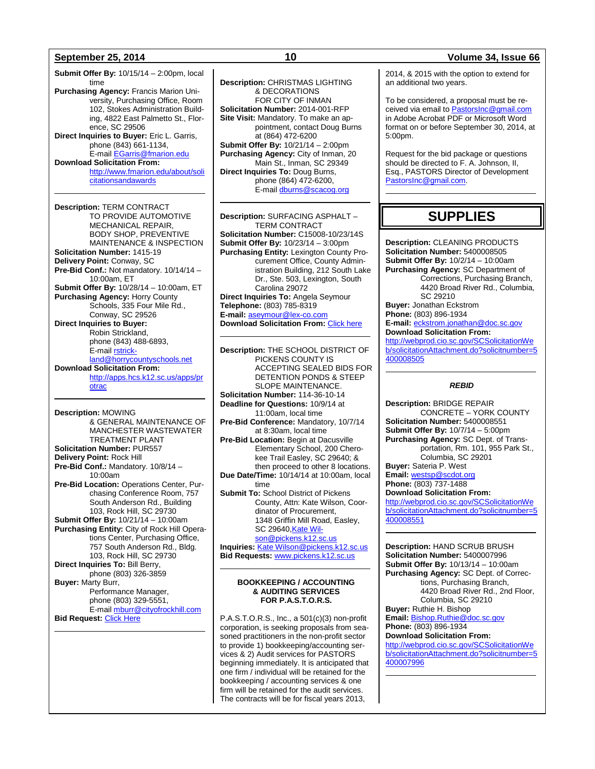**Submit Offer By:** 10/15/14 – 2:00pm, local time
**Purchasing Agency:** Francis Marion University, Purchasing Office, Room 102, Stokes Administration Building, 4822 East Palmetto St., Florence, SC 29506
**Direct Inquiries to Buyer:** Eric L. Garris, phone (843) 661-1134, E-mail EGarris@fmarion.edu
**Download Solicitation From:** http://www.fmarion.edu/about/solicitationsandawards

---

**Description:** TERM CONTRACT TO PROVIDE AUTOMOTIVE MECHANICAL REPAIR, BODY SHOP, PREVENTIVE MAINTENANCE & INSPECTION
**Solicitation Number:** 1415-19
**Delivery Point:** Conway, SC
**Pre-Bid Conf.:** Not mandatory. 10/14/14 – 10:00am, ET
**Submit Offer By:** 10/28/14 – 10:00am, ET
**Purchasing Agency:** Horry County Schools, 335 Four Mile Rd., Conway, SC 29526
**Direct Inquiries to Buyer:** Robin Strickland, phone (843) 488-6893, E-mail rstrickland@horrycountyschools.net
**Download Solicitation From:** http://apps.hcs.k12.sc.us/apps/protrac

---

**Description:** MOWING & GENERAL MAINTENANCE OF MANCHESTER WASTEWATER TREATMENT PLANT
**Solicitation Number:** PUR557
**Delivery Point:** Rock Hill
**Pre-Bid Conf.:** Mandatory. 10/8/14 – 10:00am
**Pre-Bid Location:** Operations Center, Purchasing Conference Room, 757 South Anderson Rd., Building 103, Rock Hill, SC 29730
**Submit Offer By:** 10/21/14 – 10:00am
**Purchasing Entity:** City of Rock Hill Operations Center, Purchasing Office, 757 South Anderson Rd., Bldg. 103, Rock Hill, SC 29730
**Direct Inquiries To:** Bill Berry, phone (803) 326-3859
**Buyer:** Marty Burr, Performance Manager, phone (803) 329-5551, E-mail mburr@cityofrockhill.com
**Bid Request:** Click Here

---

**Description:** CHRISTMAS LIGHTING & DECORATIONS FOR CITY OF INMAN
**Solicitation Number:** 2014-001-RFP
**Site Visit:** Mandatory. To make an appointment, contact Doug Burns at (864) 472-6200
**Submit Offer By:** 10/21/14 – 2:00pm
**Purchasing Agency:** City of Inman, 20 Main St., Inman, SC 29349
**Direct Inquiries To:** Doug Burns, phone (864) 472-6200, E-mail dburns@scacog.org

---

**Description:** SURFACING ASPHALT – TERM CONTRACT
**Solicitation Number:** C15008-10/23/14S
**Submit Offer By:** 10/23/14 – 3:00pm
**Purchasing Entity:** Lexington County Procurement Office, County Administration Building, 212 South Lake Dr., Ste. 503, Lexington, South Carolina 29072
**Direct Inquiries To:** Angela Seymour
**Telephone:** (803) 785-8319
**E-mail:** aseymour@lex-co.com
**Download Solicitation From:** Click here

---

**Description:** THE SCHOOL DISTRICT OF PICKENS COUNTY IS ACCEPTING SEALED BIDS FOR DETENTION PONDS & STEEP SLOPE MAINTENANCE.
**Solicitation Number:** 114-36-10-14
**Deadline for Questions:** 10/9/14 at 11:00am, local time
**Pre-Bid Conference:** Mandatory, 10/7/14 at 8:30am, local time
**Pre-Bid Location:** Begin at Dacusville Elementary School, 200 Cherokee Trail Easley, SC 29640; & then proceed to other 8 locations.
**Due Date/Time:** 10/14/14 at 10:00am, local time
**Submit To:** School District of Pickens County, Attn: Kate Wilson, Coordinator of Procurement, 1348 Griffin Mill Road, Easley, SC 29640, Kate Wilson@pickens.k12.sc.us
**Inquiries:** Kate Wilson@pickens.k12.sc.us
**Bid Requests:** www.pickens.k12.sc.us

---

**BOOKKEEPING / ACCOUNTING & AUDITING SERVICES FOR P.A.S.T.O.R.S.**

P.A.S.T.O.R.S., Inc., a 501(c)(3) non-profit corporation, is seeking proposals from seasoned practitioners in the non-profit sector to provide 1) bookkeeping/accounting services & 2) Audit services for PASTORS beginning immediately. It is anticipated that one firm / individual will be retained for the bookkeeping / accounting services & one firm will be retained for the audit services. The contracts will be for fiscal years 2013, 2014, & 2015 with the option to extend for an additional two years.

To be considered, a proposal must be received via email to PastorsInc@gmail.com in Adobe Acrobat PDF or Microsoft Word format on or before September 30, 2014, at 5:00pm.

Request for the bid package or questions should be directed to F. A. Johnson, II, Esq., PASTORS Director of Development PastorsInc@gmail.com.

---

# SUPPLIES

**Description:** CLEANING PRODUCTS
**Solicitation Number:** 5400008505
**Submit Offer By:** 10/2/14 – 10:00am
**Purchasing Agency:** SC Department of Corrections, Purchasing Branch, 4420 Broad River Rd., Columbia, SC 29210
**Buyer:** Jonathan Eckstrom
**Phone:** (803) 896-1934
**E-mail:** eckstrom.jonathan@doc.sc.gov
**Download Solicitation From:** http://webprod.cio.sc.gov/SCSolicitationWeb/solicitationAttachment.do?solicitnumber=5400008505

---

***REBID***

**Description:** BRIDGE REPAIR CONCRETE – YORK COUNTY
**Solicitation Number:** 5400008551
**Submit Offer By:** 10/7/14 – 5:00pm
**Purchasing Agency:** SC Dept. of Transportation, Rm. 101, 955 Park St., Columbia, SC 29201
**Buyer:** Sateria P. West
**Email:** westsp@scdot.org
**Phone:** (803) 737-1488
**Download Solicitation From:** http://webprod.cio.sc.gov/SCSolicitationWeb/solicitationAttachment.do?solicitnumber=5400008551

---

**Description:** HAND SCRUB BRUSH
**Solicitation Number:** 5400007996
**Submit Offer By:** 10/13/14 – 10:00am
**Purchasing Agency:** SC Dept. of Corrections, Purchasing Branch, 4420 Broad River Rd., 2nd Floor, Columbia, SC 29210
**Buyer:** Ruthie H. Bishop
**Email:** Bishop.Ruthie@doc.sc.gov
**Phone:** (803) 896-1934
**Download Solicitation From:** http://webprod.cio.sc.gov/SCSolicitationWeb/solicitationAttachment.do?solicitnumber=5400007996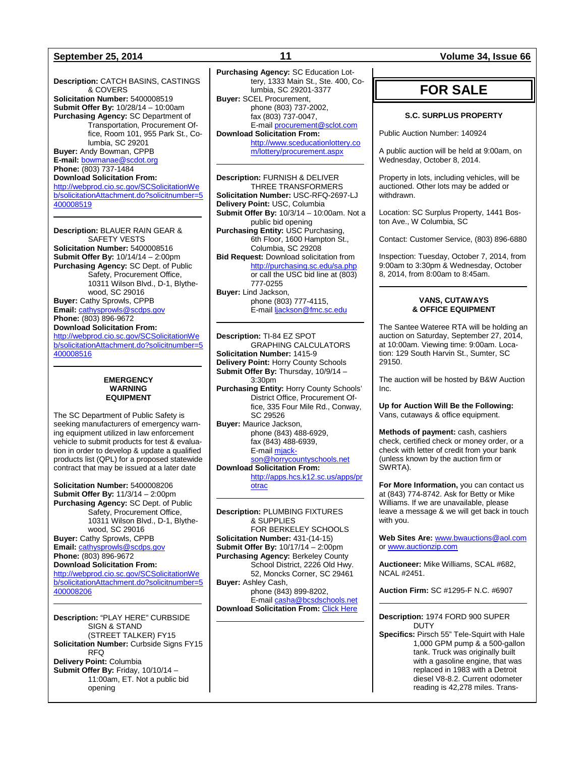**Description:** CATCH BASINS, CASTINGS & COVERS
**Solicitation Number:** 5400008519
**Submit Offer By:** 10/28/14 – 10:00am
**Purchasing Agency:** SC Department of Transportation, Procurement Office, Room 101, 955 Park St., Columbia, SC 29201
**Buyer:** Andy Bowman, CPPB
**E-mail:** bowmanae@scdot.org
**Phone:** (803) 737-1484
**Download Solicitation From:**
http://webprod.cio.sc.gov/SCSolicitationWeb/solicitationAttachment.do?solicitnumber=5400008519

---

**Description:** BLAUER RAIN GEAR & SAFETY VESTS
**Solicitation Number:** 5400008516
**Submit Offer By:** 10/14/14 – 2:00pm
**Purchasing Agency:** SC Dept. of Public Safety, Procurement Office, 10311 Wilson Blvd., D-1, Blythewood, SC 29016
**Buyer:** Cathy Sprowls, CPPB
**Email:** cathysprowls@scdps.gov
**Phone:** (803) 896-9672
**Download Solicitation From:**
http://webprod.cio.sc.gov/SCSolicitationWeb/solicitationAttachment.do?solicitnumber=5400008516

---

### EMERGENCY WARNING EQUIPMENT

The SC Department of Public Safety is seeking manufacturers of emergency warning equipment utilized in law enforcement vehicle to submit products for test & evaluation in order to develop & update a qualified products list (QPL) for a proposed statewide contract that may be issued at a later date

**Solicitation Number:** 5400008206
**Submit Offer By:** 11/3/14 – 2:00pm
**Purchasing Agency:** SC Dept. of Public Safety, Procurement Office, 10311 Wilson Blvd., D-1, Blythewood, SC 29016
**Buyer:** Cathy Sprowls, CPPB
**Email:** cathysprowls@scdps.gov
**Phone:** (803) 896-9672
**Download Solicitation From:**
http://webprod.cio.sc.gov/SCSolicitationWeb/solicitationAttachment.do?solicitnumber=5400008206

---

**Description:** "PLAY HERE" CURBSIDE SIGN & STAND (STREET TALKER) FY15
**Solicitation Number:** Curbside Signs FY15 RFQ
**Delivery Point:** Columbia
**Submit Offer By:** Friday, 10/10/14 – 11:00am, ET. Not a public bid opening
**Purchasing Agency:** SC Education Lottery, 1333 Main St., Ste. 400, Columbia, SC 29201-3377
**Buyer:** SCEL Procurement, phone (803) 737-2002, fax (803) 737-0047, E-mail procurement@sclot.com
**Download Solicitation From:** http://www.sceducationlottery.com/lottery/procurement.aspx

---

**Description:** FURNISH & DELIVER THREE TRANSFORMERS
**Solicitation Number:** USC-RFQ-2697-LJ
**Delivery Point:** USC, Columbia
**Submit Offer By:** 10/3/14 – 10:00am. Not a public bid opening
**Purchasing Agency:** USC Purchasing, 6th Floor, 1600 Hampton St., Columbia, SC 29208
**Bid Request:** Download solicitation from http://purchasing.sc.edu/sa.php or call the USC bid line at (803) 777-0255
**Buyer:** Lind Jackson, phone (803) 777-4115, E-mail ljackson@fmc.sc.edu

---

**Description:** TI-84 EZ SPOT GRAPHING CALCULATORS
**Solicitation Number:** 1415-9
**Delivery Point:** Horry County Schools
**Submit Offer By:** Thursday, 10/9/14 – 3:30pm
**Purchasing Entity:** Horry County Schools' District Office, Procurement Office, 335 Four Mile Rd., Conway, SC 29526
**Buyer:** Maurice Jackson, phone (843) 488-6929, fax (843) 488-6939, E-mail mjackson@horrycountyschools.net
**Download Solicitation From:** http://apps.hcs.k12.sc.us/apps/protrac

---

**Description:** PLUMBING FIXTURES & SUPPLIES FOR BERKELEY SCHOOLS
**Solicitation Number:** 431-(14-15)
**Submit Offer By:** 10/17/14 – 2:00pm
**Purchasing Agency:** Berkeley County School District, 2226 Old Hwy. 52, Moncks Corner, SC 29461
**Buyer:** Ashley Cash, phone (843) 899-8202, E-mail casha@bcsdschools.net
**Download Solicitation From:** Click Here

---

## FOR SALE

### S.C. SURPLUS PROPERTY

Public Auction Number: 140924

A public auction will be held at 9:00am, on Wednesday, October 8, 2014.

Property in lots, including vehicles, will be auctioned. Other lots may be added or withdrawn.

Location: SC Surplus Property, 1441 Boston Ave., W Columbia, SC

Contact: Customer Service, (803) 896-6880

Inspection: Tuesday, October 7, 2014, from 9:00am to 3:30pm & Wednesday, October 8, 2014, from 8:00am to 8:45am.

---

### VANS, CUTAWAYS & OFFICE EQUIPMENT

The Santee Wateree RTA will be holding an auction on Saturday, September 27, 2014, at 10:00am. Viewing time: 9:00am. Location: 129 South Harvin St., Sumter, SC 29150.

The auction will be hosted by B&W Auction Inc.

**Up for Auction Will Be the Following:** Vans, cutaways & office equipment.

**Methods of payment:** cash, cashiers check, certified check or money order, or a check with letter of credit from your bank (unless known by the auction firm or SWRTA).

**For More Information,** you can contact us at (843) 774-8742. Ask for Betty or Mike Williams. If we are unavailable, please leave a message & we will get back in touch with you.

**Web Sites Are:** www.bwauctions@aol.com or www.auctionzip.com

**Auctioneer:** Mike Williams, SCAL #682, NCAL #2451.

**Auction Firm:** SC #1295-F N.C. #6907

---

**Description:** 1974 FORD 900 SUPER DUTY
**Specifics:** Pirsch 55" Tele-Squirt with Hale 1,000 GPM pump & a 500-gallon tank. Truck was originally built with a gasoline engine, that was replaced in 1983 with a Detroit diesel V8-8.2. Current odometer reading is 42,278 miles. Trans-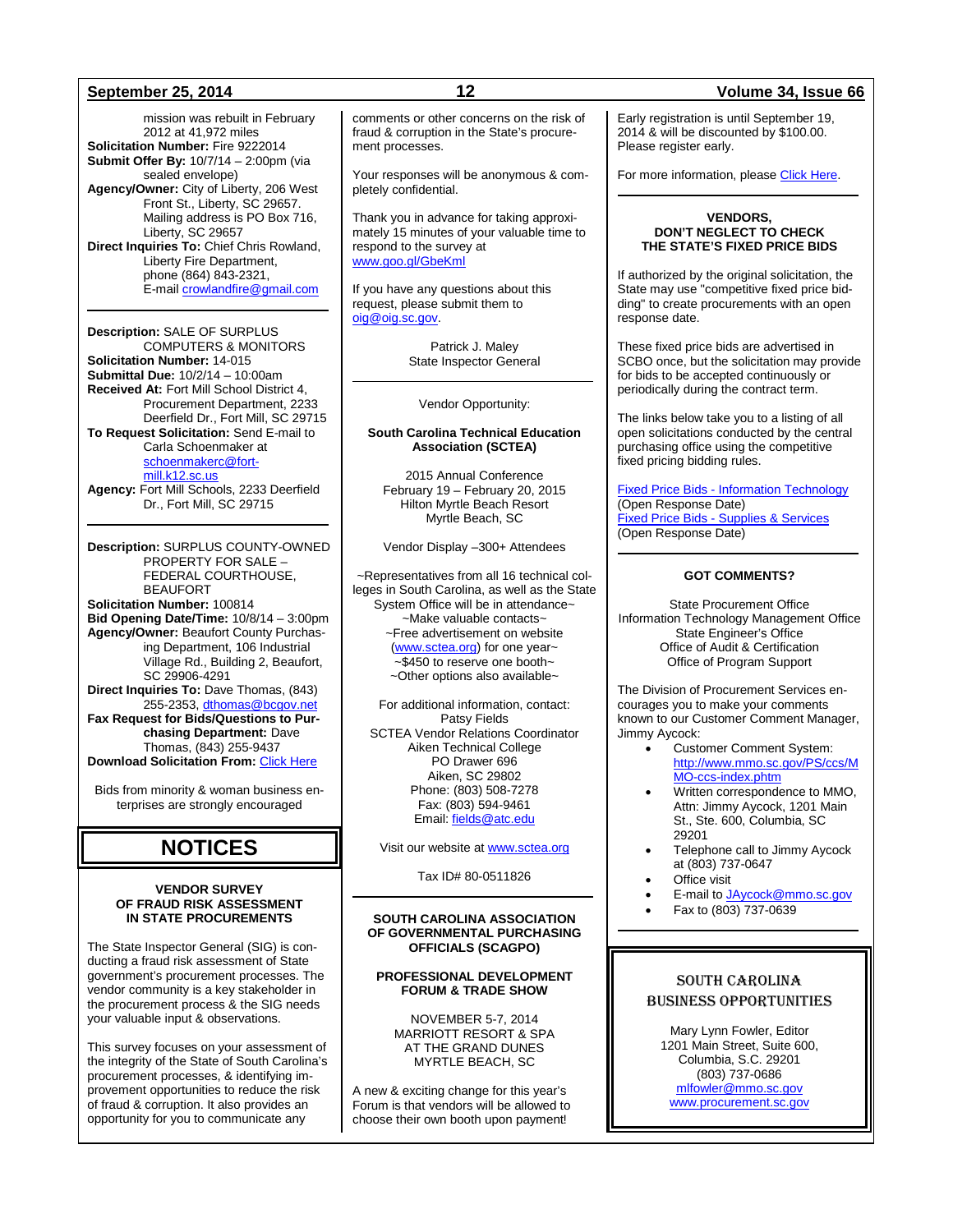mission was rebuilt in February 2012 at 41,972 miles
**Solicitation Number:** Fire 9222014
**Submit Offer By:** 10/7/14 – 2:00pm (via sealed envelope)
**Agency/Owner:** City of Liberty, 206 West Front St., Liberty, SC 29657. Mailing address is PO Box 716, Liberty, SC 29657
**Direct Inquiries To:** Chief Chris Rowland, Liberty Fire Department, phone (864) 843-2321, E-mail crowlandfire@gmail.com

---

**Description:** SALE OF SURPLUS COMPUTERS & MONITORS
**Solicitation Number:** 14-015
**Submittal Due:** 10/2/14 – 10:00am
**Received At:** Fort Mill School District 4, Procurement Department, 2233 Deerfield Dr., Fort Mill, SC 29715
**To Request Solicitation:** Send E-mail to Carla Schoenmaker at schoenmakerc@fort-mill.k12.sc.us
**Agency:** Fort Mill Schools, 2233 Deerfield Dr., Fort Mill, SC 29715

---

**Description:** SURPLUS COUNTY-OWNED PROPERTY FOR SALE – FEDERAL COURTHOUSE, BEAUFORT
**Solicitation Number:** 100814
**Bid Opening Date/Time:** 10/8/14 – 3:00pm
**Agency/Owner:** Beaufort County Purchasing Department, 106 Industrial Village Rd., Building 2, Beaufort, SC 29906-4291
**Direct Inquiries To:** Dave Thomas, (843) 255-2353, dthomas@bcgov.net
**Fax Request for Bids/Questions to Purchasing Department:** Dave Thomas, (843) 255-9437
**Download Solicitation From:** Click Here

Bids from minority & woman business enterprises are strongly encouraged

# NOTICES

### VENDOR SURVEY OF FRAUD RISK ASSESSMENT IN STATE PROCUREMENTS

The State Inspector General (SIG) is conducting a fraud risk assessment of State government's procurement processes. The vendor community is a key stakeholder in the procurement process & the SIG needs your valuable input & observations.

This survey focuses on your assessment of the integrity of the State of South Carolina's procurement processes, & identifying improvement opportunities to reduce the risk of fraud & corruption. It also provides an opportunity for you to communicate any comments or other concerns on the risk of fraud & corruption in the State's procurement processes.

Your responses will be anonymous & completely confidential.

Thank you in advance for taking approximately 15 minutes of your valuable time to respond to the survey at www.goo.gl/GbeKml

If you have any questions about this request, please submit them to oig@oig.sc.gov.

Patrick J. Maley
State Inspector General

---

Vendor Opportunity:

**South Carolina Technical Education Association (SCTEA)**

2015 Annual Conference
February 19 – February 20, 2015
Hilton Myrtle Beach Resort
Myrtle Beach, SC

Vendor Display –300+ Attendees

~Representatives from all 16 technical colleges in South Carolina, as well as the State System Office will be in attendance~
~Make valuable contacts~
~Free advertisement on website (www.sctea.org) for one year~
~$450 to reserve one booth~
~Other options also available~

For additional information, contact:
Patsy Fields
SCTEA Vendor Relations Coordinator
Aiken Technical College
PO Drawer 696
Aiken, SC 29802
Phone: (803) 508-7278
Fax: (803) 594-9461
Email: fields@atc.edu

Visit our website at www.sctea.org

Tax ID# 80-0511826

---

### SOUTH CAROLINA ASSOCIATION OF GOVERNMENTAL PURCHASING OFFICIALS (SCAGPO)

**PROFESSIONAL DEVELOPMENT FORUM & TRADE SHOW**

NOVEMBER 5-7, 2014
MARRIOTT RESORT & SPA
AT THE GRAND DUNES
MYRTLE BEACH, SC

A new & exciting change for this year's Forum is that vendors will be allowed to choose their own booth upon payment!

Early registration is until September 19, 2014 & will be discounted by $100.00. Please register early.

For more information, please Click Here.

---

### VENDORS, DON'T NEGLECT TO CHECK THE STATE'S FIXED PRICE BIDS

If authorized by the original solicitation, the State may use "competitive fixed price bidding" to create procurements with an open response date.

These fixed price bids are advertised in SCBO once, but the solicitation may provide for bids to be accepted continuously or periodically during the contract term.

The links below take you to a listing of all open solicitations conducted by the central purchasing office using the competitive fixed pricing bidding rules.

Fixed Price Bids - Information Technology
(Open Response Date)
Fixed Price Bids - Supplies & Services
(Open Response Date)

---

### GOT COMMENTS?

State Procurement Office
Information Technology Management Office
State Engineer's Office
Office of Audit & Certification
Office of Program Support

The Division of Procurement Services encourages you to make your comments known to our Customer Comment Manager, Jimmy Aycock:

- Customer Comment System: http://www.mmo.sc.gov/PS/ccs/MMO-ccs-index.phtm
- Written correspondence to MMO, Attn: Jimmy Aycock, 1201 Main St., Ste. 600, Columbia, SC 29201
- Telephone call to Jimmy Aycock at (803) 737-0647
- Office visit
- E-mail to JAycock@mmo.sc.gov
- Fax to (803) 737-0639

---

### SOUTH CAROLINA BUSINESS OPPORTUNITIES

Mary Lynn Fowler, Editor
1201 Main Street, Suite 600,
Columbia, S.C. 29201
(803) 737-0686
mlfowler@mmo.sc.gov
www.procurement.sc.gov